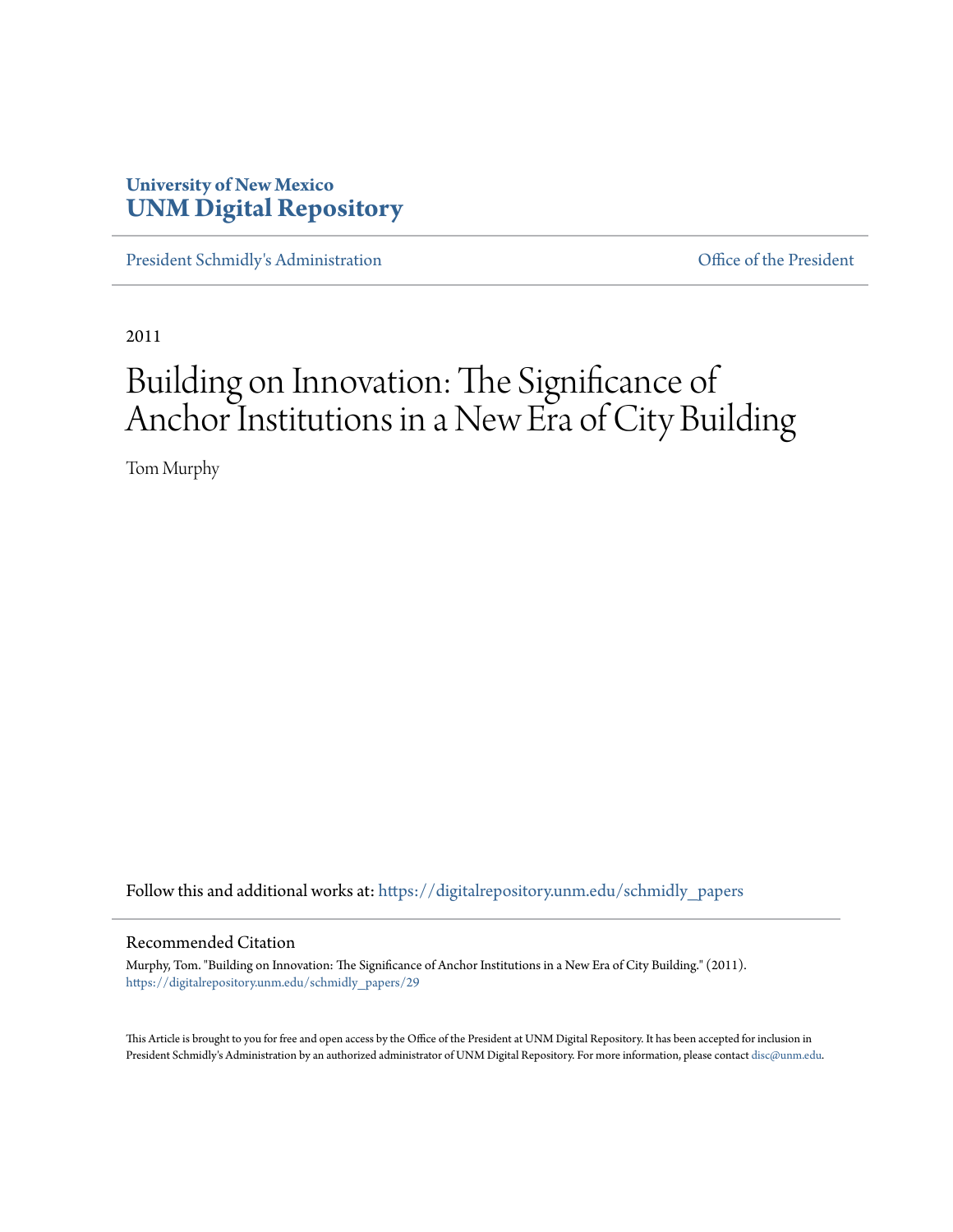University of New Mexico
**UNM Digital Repository**

President Schmidly's Administration | Office of the President

2011

# Building on Innovation: The Significance of Anchor Institutions in a New Era of City Building

Tom Murphy

Follow this and additional works at: https://digitalrepository.unm.edu/schmidly_papers

## Recommended Citation

Murphy, Tom. "Building on Innovation: The Significance of Anchor Institutions in a New Era of City Building." (2011). https://digitalrepository.unm.edu/schmidly_papers/29

This Article is brought to you for free and open access by the Office of the President at UNM Digital Repository. It has been accepted for inclusion in President Schmidly's Administration by an authorized administrator of UNM Digital Repository. For more information, please contact disc@unm.edu.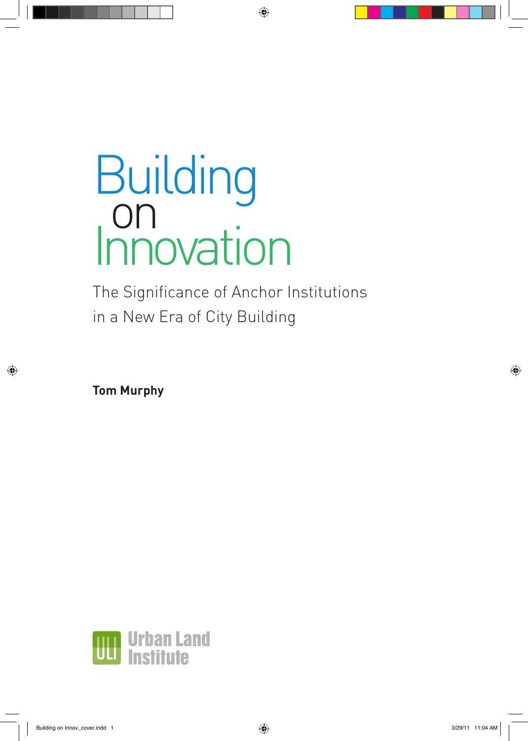# Building on Innovation

## The Significance of Anchor Institutions in a New Era of City Building

**Tom Murphy**

ULI Urban Land Institute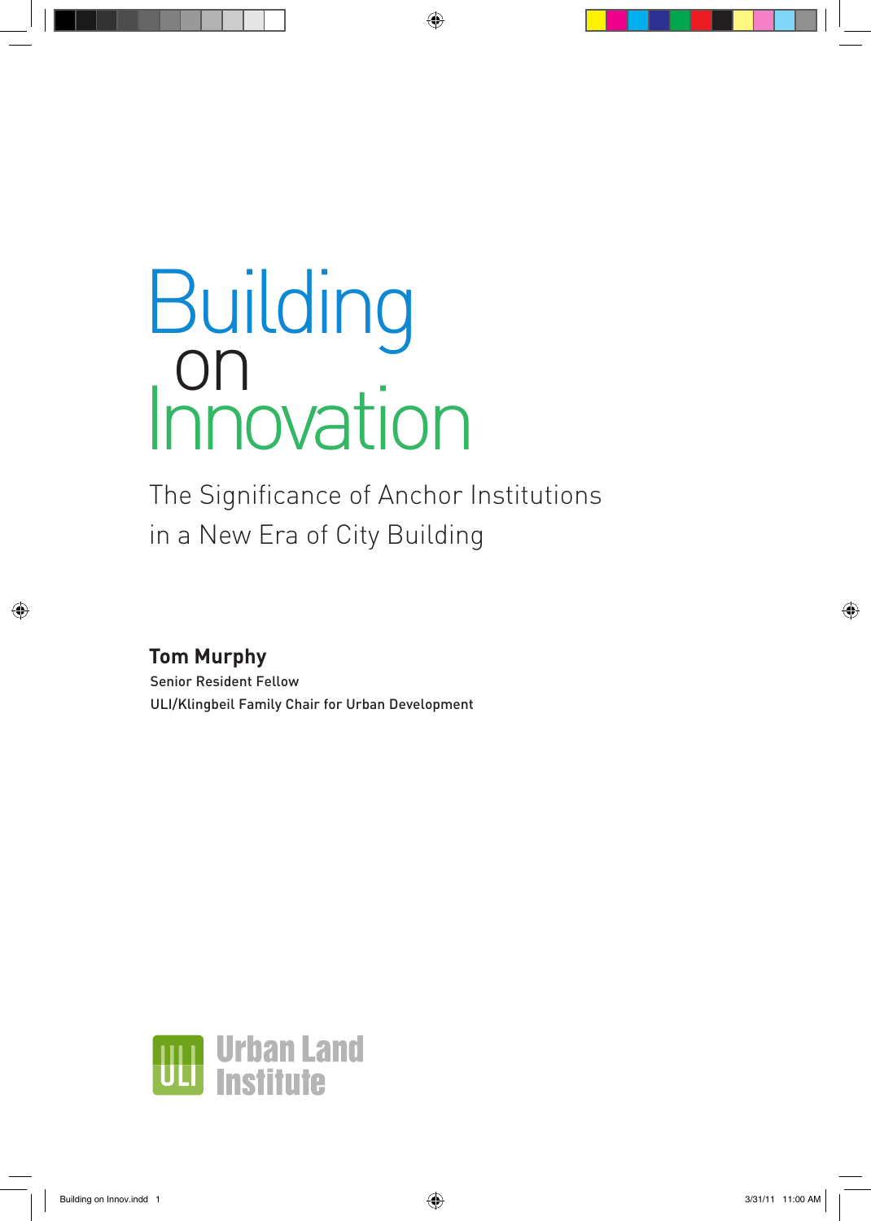# Building on Innovation

## The Significance of Anchor Institutions in a New Era of City Building

**Tom Murphy**

Senior Resident Fellow

ULI/Klingbeil Family Chair for Urban Development

Urban Land Institute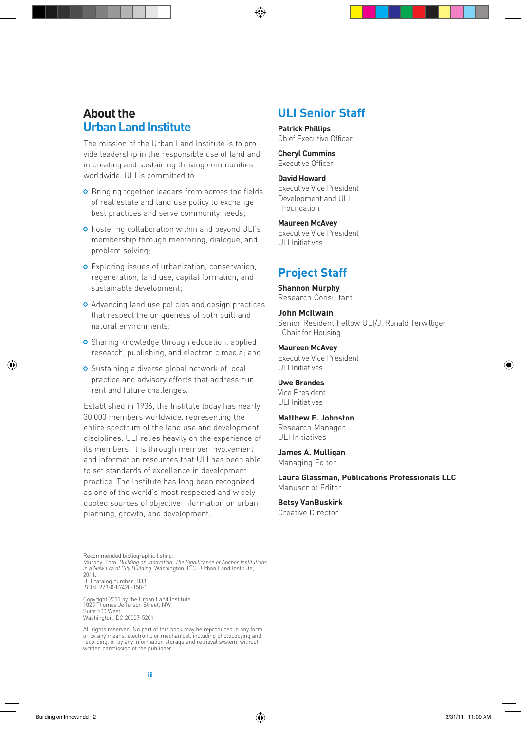## About the Urban Land Institute

The mission of the Urban Land Institute is to provide leadership in the responsible use of land and in creating and sustaining thriving communities worldwide. ULI is committed to

- Bringing together leaders from across the fields of real estate and land use policy to exchange best practices and serve community needs;
- Fostering collaboration within and beyond ULI's membership through mentoring, dialogue, and problem solving;
- Exploring issues of urbanization, conservation, regeneration, land use, capital formation, and sustainable development;
- Advancing land use policies and design practices that respect the uniqueness of both built and natural environments;
- Sharing knowledge through education, applied research, publishing, and electronic media; and
- Sustaining a diverse global network of local practice and advisory efforts that address current and future challenges.

Established in 1936, the Institute today has nearly 30,000 members worldwide, representing the entire spectrum of the land use and development disciplines. ULI relies heavily on the experience of its members. It is through member involvement and information resources that ULI has been able to set standards of excellence in development practice. The Institute has long been recognized as one of the world's most respected and widely quoted sources of objective information on urban planning, growth, and development.

## ULI Senior Staff

**Patrick Phillips**
Chief Executive Officer

**Cheryl Cummins**
Executive Officer

**David Howard**
Executive Vice President
Development and ULI Foundation

**Maureen McAvey**
Executive Vice President
ULI Initiatives

## Project Staff

**Shannon Murphy**
Research Consultant

**John McIlwain**
Senior Resident Fellow ULI/J. Ronald Terwilliger Chair for Housing

**Maureen McAvey**
Executive Vice President
ULI Initiatives

**Uwe Brandes**
Vice President
ULI Initiatives

**Matthew F. Johnston**
Research Manager
ULI Initiatives

**James A. Mulligan**
Managing Editor

**Laura Glassman, Publications Professionals LLC**
Manuscript Editor

**Betsy VanBuskirk**
Creative Director

Recommended bibliographic listing:
Murphy, Tom. *Building on Innovation: The Significance of Anchor Institutions in a New Era of City Building.* Washington, D.C.: Urban Land Institute, 2011.
ULI catalog number: B38
ISBN: 978-0-87420-158-1

Copyright 2011 by the Urban Land Institute
1025 Thomas Jefferson Street, NW
Suite 500 West
Washington, DC 20007-5201

All rights reserved. No part of this book may be reproduced in any form or by any means, electronic or mechanical, including photocopying and recording, or by any information storage and retrieval system, without written permission of the publisher.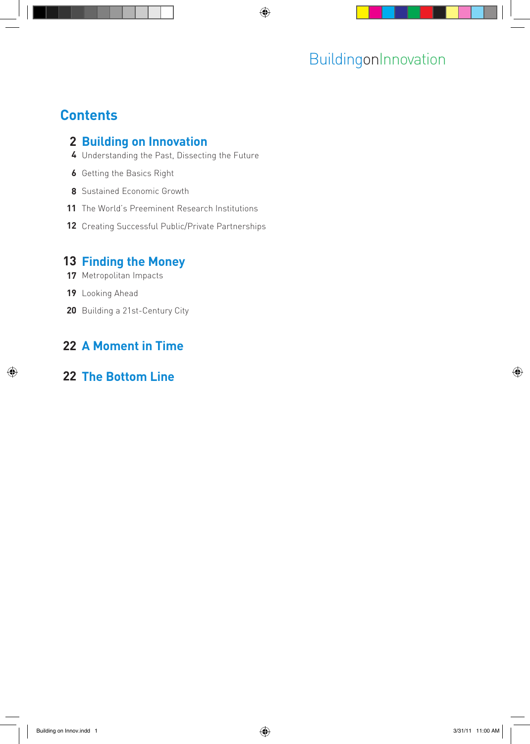# Contents

## 2 Building on Innovation

4 Understanding the Past, Dissecting the Future

6 Getting the Basics Right

8 Sustained Economic Growth

11 The World's Preeminent Research Institutions

12 Creating Successful Public/Private Partnerships

## 13 Finding the Money

17 Metropolitan Impacts

19 Looking Ahead

20 Building a 21st-Century City

## 22 A Moment in Time

## 22 The Bottom Line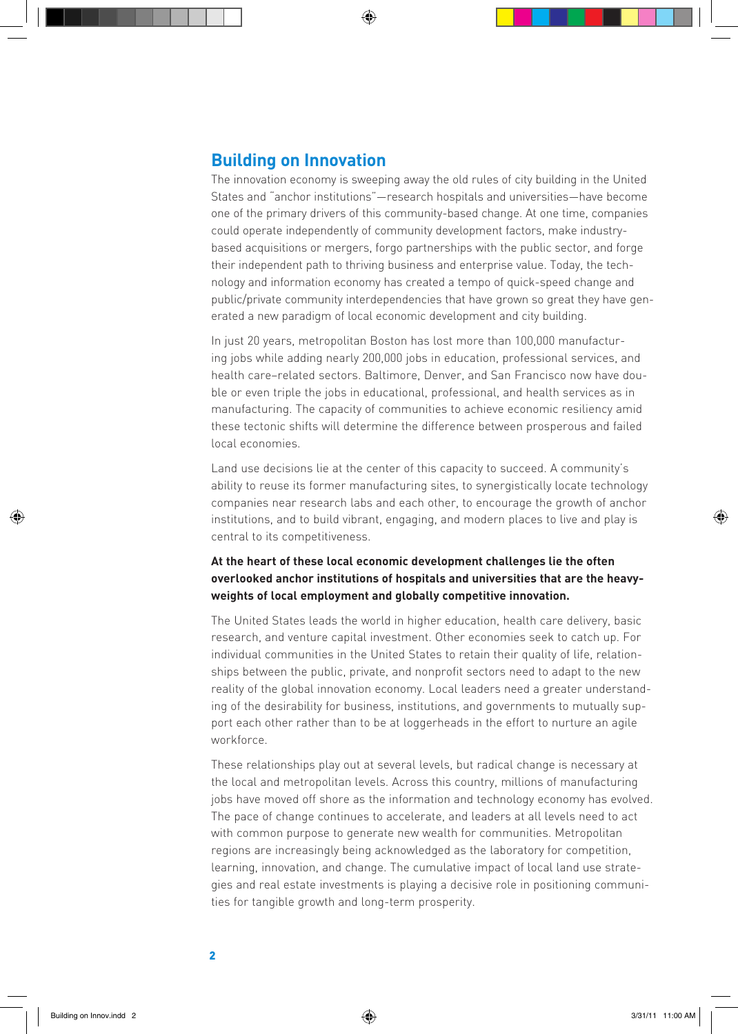## Building on Innovation

The innovation economy is sweeping away the old rules of city building in the United States and "anchor institutions"—research hospitals and universities—have become one of the primary drivers of this community-based change. At one time, companies could operate independently of community development factors, make industry-based acquisitions or mergers, forgo partnerships with the public sector, and forge their independent path to thriving business and enterprise value. Today, the technology and information economy has created a tempo of quick-speed change and public/private community interdependencies that have grown so great they have generated a new paradigm of local economic development and city building.

In just 20 years, metropolitan Boston has lost more than 100,000 manufacturing jobs while adding nearly 200,000 jobs in education, professional services, and health care–related sectors. Baltimore, Denver, and San Francisco now have double or even triple the jobs in educational, professional, and health services as in manufacturing. The capacity of communities to achieve economic resiliency amid these tectonic shifts will determine the difference between prosperous and failed local economies.

Land use decisions lie at the center of this capacity to succeed. A community's ability to reuse its former manufacturing sites, to synergistically locate technology companies near research labs and each other, to encourage the growth of anchor institutions, and to build vibrant, engaging, and modern places to live and play is central to its competitiveness.

**At the heart of these local economic development challenges lie the often overlooked anchor institutions of hospitals and universities that are the heavyweights of local employment and globally competitive innovation.**

The United States leads the world in higher education, health care delivery, basic research, and venture capital investment. Other economies seek to catch up. For individual communities in the United States to retain their quality of life, relationships between the public, private, and nonprofit sectors need to adapt to the new reality of the global innovation economy. Local leaders need a greater understanding of the desirability for business, institutions, and governments to mutually support each other rather than to be at loggerheads in the effort to nurture an agile workforce.

These relationships play out at several levels, but radical change is necessary at the local and metropolitan levels. Across this country, millions of manufacturing jobs have moved off shore as the information and technology economy has evolved. The pace of change continues to accelerate, and leaders at all levels need to act with common purpose to generate new wealth for communities. Metropolitan regions are increasingly being acknowledged as the laboratory for competition, learning, innovation, and change. The cumulative impact of local land use strategies and real estate investments is playing a decisive role in positioning communities for tangible growth and long-term prosperity.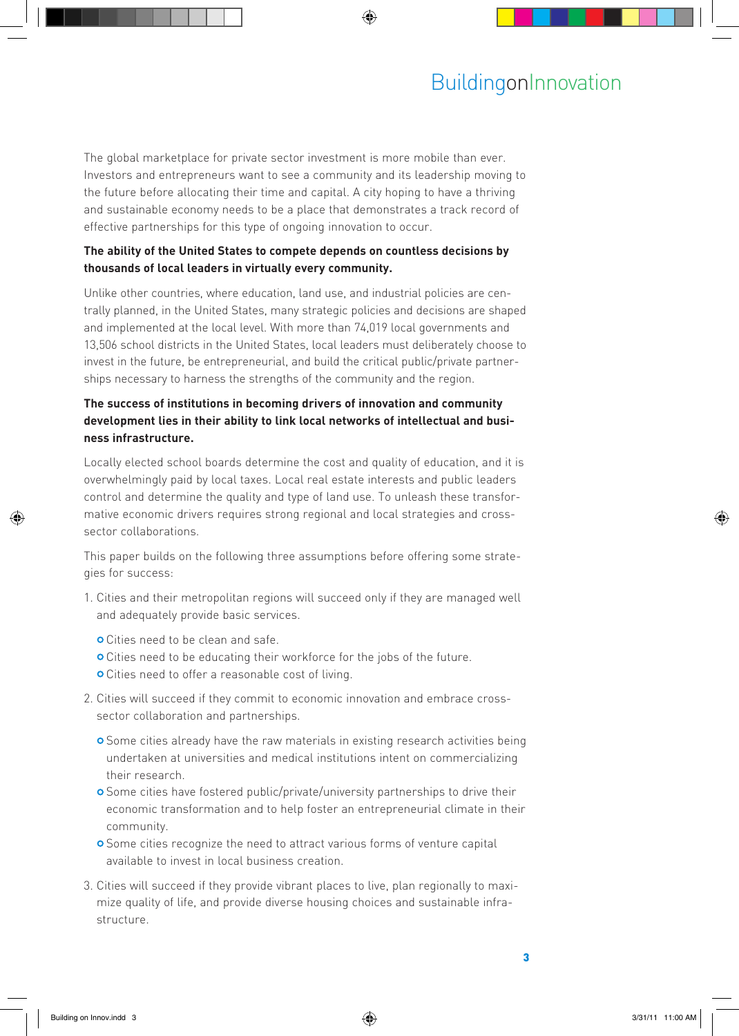The global marketplace for private sector investment is more mobile than ever. Investors and entrepreneurs want to see a community and its leadership moving to the future before allocating their time and capital. A city hoping to have a thriving and sustainable economy needs to be a place that demonstrates a track record of effective partnerships for this type of ongoing innovation to occur.

**The ability of the United States to compete depends on countless decisions by thousands of local leaders in virtually every community.**

Unlike other countries, where education, land use, and industrial policies are centrally planned, in the United States, many strategic policies and decisions are shaped and implemented at the local level. With more than 74,019 local governments and 13,506 school districts in the United States, local leaders must deliberately choose to invest in the future, be entrepreneurial, and build the critical public/private partnerships necessary to harness the strengths of the community and the region.

**The success of institutions in becoming drivers of innovation and community development lies in their ability to link local networks of intellectual and business infrastructure.**

Locally elected school boards determine the cost and quality of education, and it is overwhelmingly paid by local taxes. Local real estate interests and public leaders control and determine the quality and type of land use. To unleash these transformative economic drivers requires strong regional and local strategies and cross-sector collaborations.

This paper builds on the following three assumptions before offering some strategies for success:

1. Cities and their metropolitan regions will succeed only if they are managed well and adequately provide basic services.
   - Cities need to be clean and safe.
   - Cities need to be educating their workforce for the jobs of the future.
   - Cities need to offer a reasonable cost of living.
2. Cities will succeed if they commit to economic innovation and embrace cross-sector collaboration and partnerships.
   - Some cities already have the raw materials in existing research activities being undertaken at universities and medical institutions intent on commercializing their research.
   - Some cities have fostered public/private/university partnerships to drive their economic transformation and to help foster an entrepreneurial climate in their community.
   - Some cities recognize the need to attract various forms of venture capital available to invest in local business creation.
3. Cities will succeed if they provide vibrant places to live, plan regionally to maximize quality of life, and provide diverse housing choices and sustainable infrastructure.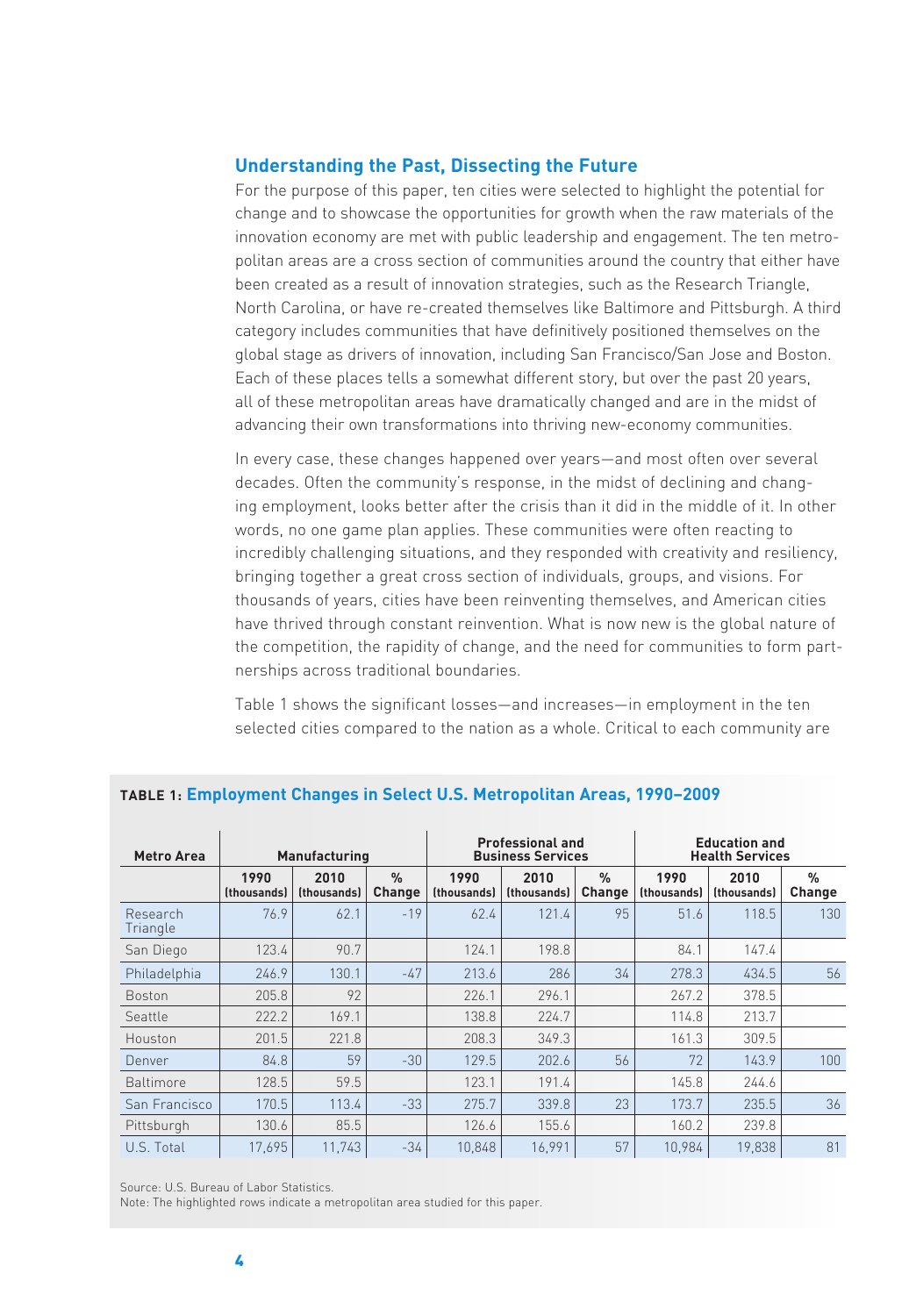## Understanding the Past, Dissecting the Future

For the purpose of this paper, ten cities were selected to highlight the potential for change and to showcase the opportunities for growth when the raw materials of the innovation economy are met with public leadership and engagement. The ten metropolitan areas are a cross section of communities around the country that either have been created as a result of innovation strategies, such as the Research Triangle, North Carolina, or have re-created themselves like Baltimore and Pittsburgh. A third category includes communities that have definitively positioned themselves on the global stage as drivers of innovation, including San Francisco/San Jose and Boston. Each of these places tells a somewhat different story, but over the past 20 years, all of these metropolitan areas have dramatically changed and are in the midst of advancing their own transformations into thriving new-economy communities.

In every case, these changes happened over years—and most often over several decades. Often the community's response, in the midst of declining and changing employment, looks better after the crisis than it did in the middle of it. In other words, no one game plan applies. These communities were often reacting to incredibly challenging situations, and they responded with creativity and resiliency, bringing together a great cross section of individuals, groups, and visions. For thousands of years, cities have been reinventing themselves, and American cities have thrived through constant reinvention. What is now new is the global nature of the competition, the rapidity of change, and the need for communities to form partnerships across traditional boundaries.

Table 1 shows the significant losses—and increases—in employment in the ten selected cities compared to the nation as a whole. Critical to each community are

**TABLE 1: Employment Changes in Select U.S. Metropolitan Areas, 1990–2009**

| Metro Area | Manufacturing | | | Professional and Business Services | | | Education and Health Services | | |
|---|---|---|---|---|---|---|---|---|---|
| | 1990 (thousands) | 2010 (thousands) | % Change | 1990 (thousands) | 2010 (thousands) | % Change | 1990 (thousands) | 2010 (thousands) | % Change |
| Research Triangle | 76.9 | 62.1 | -19 | 62.4 | 121.4 | 95 | 51.6 | 118.5 | 130 |
| San Diego | 123.4 | 90.7 | | 124.1 | 198.8 | | 84.1 | 147.4 | |
| Philadelphia | 246.9 | 130.1 | -47 | 213.6 | 286 | 34 | 278.3 | 434.5 | 56 |
| Boston | 205.8 | 92 | | 226.1 | 296.1 | | 267.2 | 378.5 | |
| Seattle | 222.2 | 169.1 | | 138.8 | 224.7 | | 114.8 | 213.7 | |
| Houston | 201.5 | 221.8 | | 208.3 | 349.3 | | 161.3 | 309.5 | |
| Denver | 84.8 | 59 | -30 | 129.5 | 202.6 | 56 | 72 | 143.9 | 100 |
| Baltimore | 128.5 | 59.5 | | 123.1 | 191.4 | | 145.8 | 244.6 | |
| San Francisco | 170.5 | 113.4 | -33 | 275.7 | 339.8 | 23 | 173.7 | 235.5 | 36 |
| Pittsburgh | 130.6 | 85.5 | | 126.6 | 155.6 | | 160.2 | 239.8 | |
| U.S. Total | 17,695 | 11,743 | -34 | 10,848 | 16,991 | 57 | 10,984 | 19,838 | 81 |

Source: U.S. Bureau of Labor Statistics.
Note: The highlighted rows indicate a metropolitan area studied for this paper.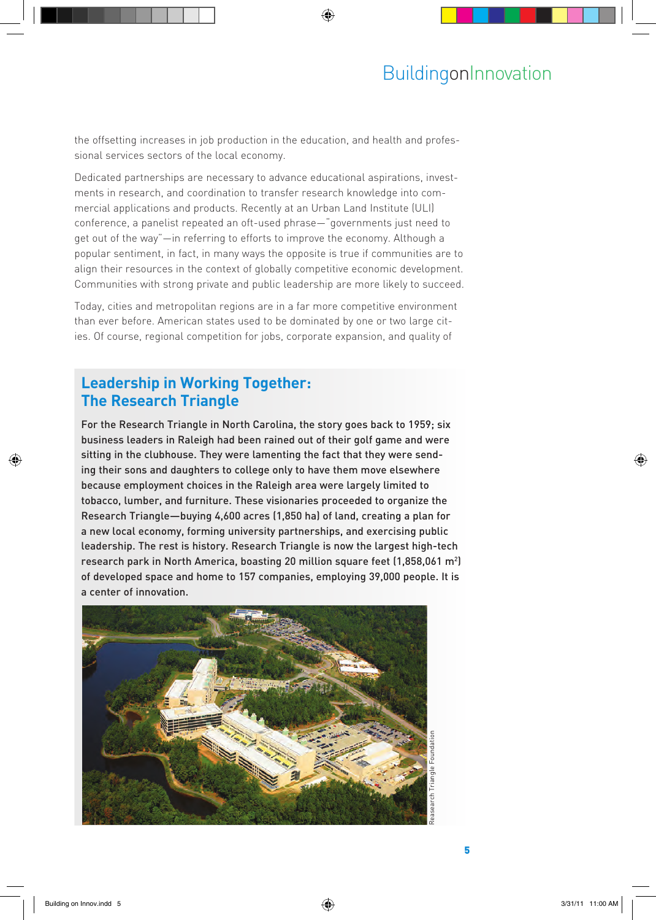the offsetting increases in job production in the education, and health and professional services sectors of the local economy.

Dedicated partnerships are necessary to advance educational aspirations, investments in research, and coordination to transfer research knowledge into commercial applications and products. Recently at an Urban Land Institute (ULI) conference, a panelist repeated an oft-used phrase—"governments just need to get out of the way"—in referring to efforts to improve the economy. Although a popular sentiment, in fact, in many ways the opposite is true if communities are to align their resources in the context of globally competitive economic development. Communities with strong private and public leadership are more likely to succeed.

Today, cities and metropolitan regions are in a far more competitive environment than ever before. American states used to be dominated by one or two large cities. Of course, regional competition for jobs, corporate expansion, and quality of

## Leadership in Working Together: The Research Triangle

For the Research Triangle in North Carolina, the story goes back to 1959; six business leaders in Raleigh had been rained out of their golf game and were sitting in the clubhouse. They were lamenting the fact that they were sending their sons and daughters to college only to have them move elsewhere because employment choices in the Raleigh area were largely limited to tobacco, lumber, and furniture. These visionaries proceeded to organize the Research Triangle—buying 4,600 acres (1,850 ha) of land, creating a plan for a new local economy, forming university partnerships, and exercising public leadership. The rest is history. Research Triangle is now the largest high-tech research park in North America, boasting 20 million square feet (1,858,061 $m^2$) of developed space and home to 157 companies, employing 39,000 people. It is a center of innovation.

Reasearch Triangle Foundation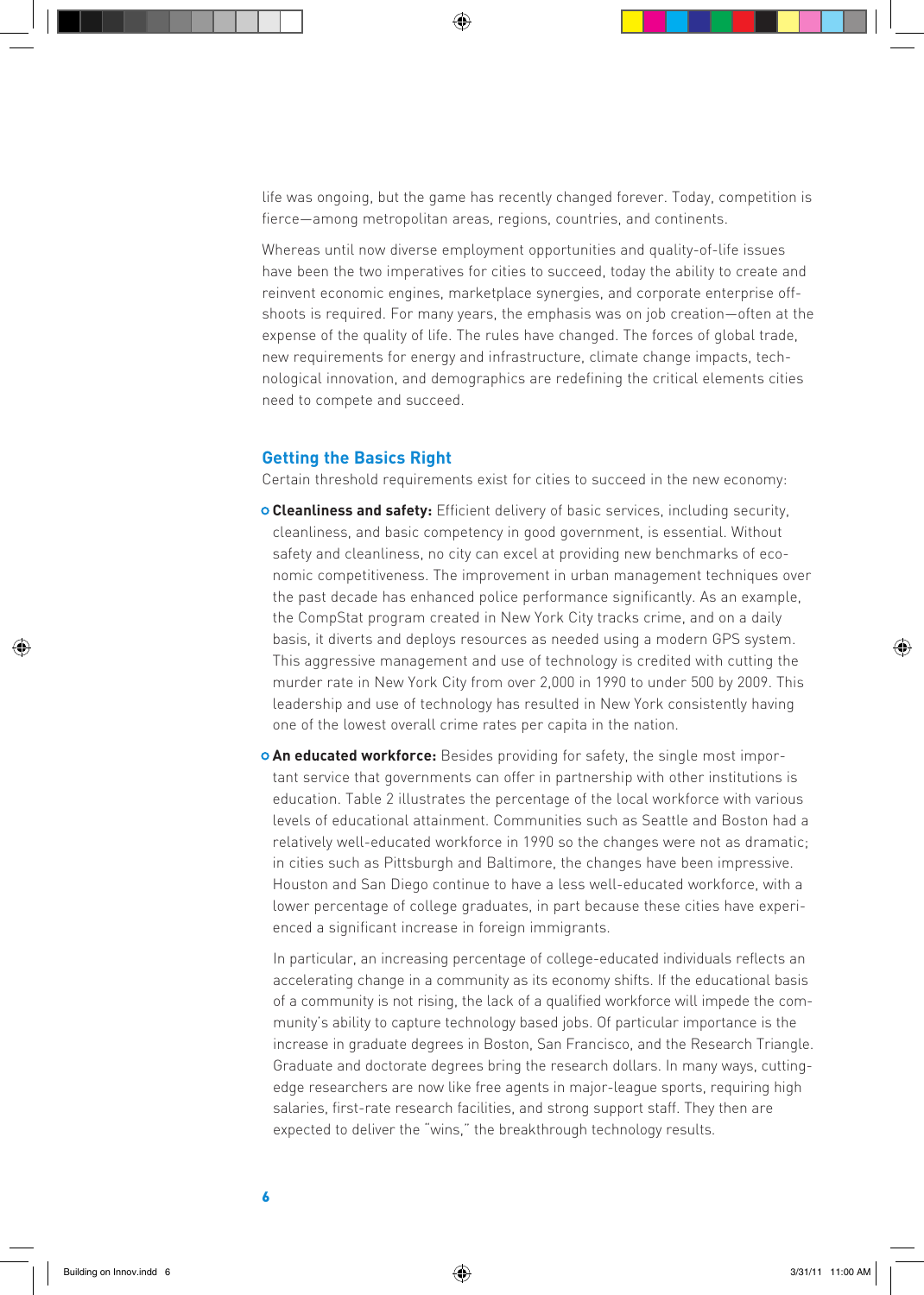life was ongoing, but the game has recently changed forever. Today, competition is fierce—among metropolitan areas, regions, countries, and continents.

Whereas until now diverse employment opportunities and quality-of-life issues have been the two imperatives for cities to succeed, today the ability to create and reinvent economic engines, marketplace synergies, and corporate enterprise offshoots is required. For many years, the emphasis was on job creation—often at the expense of the quality of life. The rules have changed. The forces of global trade, new requirements for energy and infrastructure, climate change impacts, technological innovation, and demographics are redefining the critical elements cities need to compete and succeed.

## Getting the Basics Right

Certain threshold requirements exist for cities to succeed in the new economy:

- **Cleanliness and safety:** Efficient delivery of basic services, including security, cleanliness, and basic competency in good government, is essential. Without safety and cleanliness, no city can excel at providing new benchmarks of economic competitiveness. The improvement in urban management techniques over the past decade has enhanced police performance significantly. As an example, the CompStat program created in New York City tracks crime, and on a daily basis, it diverts and deploys resources as needed using a modern GPS system. This aggressive management and use of technology is credited with cutting the murder rate in New York City from over 2,000 in 1990 to under 500 by 2009. This leadership and use of technology has resulted in New York consistently having one of the lowest overall crime rates per capita in the nation.
- **An educated workforce:** Besides providing for safety, the single most important service that governments can offer in partnership with other institutions is education. Table 2 illustrates the percentage of the local workforce with various levels of educational attainment. Communities such as Seattle and Boston had a relatively well-educated workforce in 1990 so the changes were not as dramatic; in cities such as Pittsburgh and Baltimore, the changes have been impressive. Houston and San Diego continue to have a less well-educated workforce, with a lower percentage of college graduates, in part because these cities have experienced a significant increase in foreign immigrants.

  In particular, an increasing percentage of college-educated individuals reflects an accelerating change in a community as its economy shifts. If the educational basis of a community is not rising, the lack of a qualified workforce will impede the community's ability to capture technology based jobs. Of particular importance is the increase in graduate degrees in Boston, San Francisco, and the Research Triangle. Graduate and doctorate degrees bring the research dollars. In many ways, cutting-edge researchers are now like free agents in major-league sports, requiring high salaries, first-rate research facilities, and strong support staff. They then are expected to deliver the "wins," the breakthrough technology results.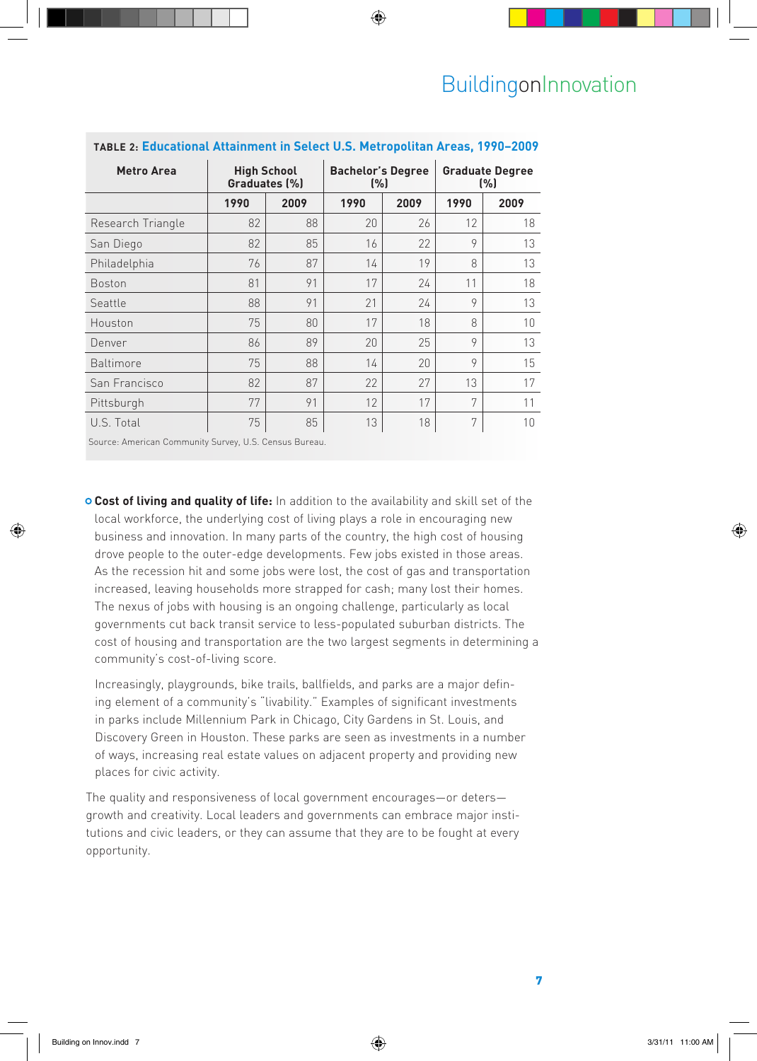**TABLE 2: Educational Attainment in Select U.S. Metropolitan Areas, 1990–2009**

| Metro Area | High School Graduates (%) | | Bachelor's Degree (%) | | Graduate Degree (%) | |
|---|---|---|---|---|---|---|
| | 1990 | 2009 | 1990 | 2009 | 1990 | 2009 |
| Research Triangle | 82 | 88 | 20 | 26 | 12 | 18 |
| San Diego | 82 | 85 | 16 | 22 | 9 | 13 |
| Philadelphia | 76 | 87 | 14 | 19 | 8 | 13 |
| Boston | 81 | 91 | 17 | 24 | 11 | 18 |
| Seattle | 88 | 91 | 21 | 24 | 9 | 13 |
| Houston | 75 | 80 | 17 | 18 | 8 | 10 |
| Denver | 86 | 89 | 20 | 25 | 9 | 13 |
| Baltimore | 75 | 88 | 14 | 20 | 9 | 15 |
| San Francisco | 82 | 87 | 22 | 27 | 13 | 17 |
| Pittsburgh | 77 | 91 | 12 | 17 | 7 | 11 |
| U.S. Total | 75 | 85 | 13 | 18 | 7 | 10 |

Source: American Community Survey, U.S. Census Bureau.

- **Cost of living and quality of life:** In addition to the availability and skill set of the local workforce, the underlying cost of living plays a role in encouraging new business and innovation. In many parts of the country, the high cost of housing drove people to the outer-edge developments. Few jobs existed in those areas. As the recession hit and some jobs were lost, the cost of gas and transportation increased, leaving households more strapped for cash; many lost their homes. The nexus of jobs with housing is an ongoing challenge, particularly as local governments cut back transit service to less-populated suburban districts. The cost of housing and transportation are the two largest segments in determining a community's cost-of-living score.

  Increasingly, playgrounds, bike trails, ballfields, and parks are a major defining element of a community's "livability." Examples of significant investments in parks include Millennium Park in Chicago, City Gardens in St. Louis, and Discovery Green in Houston. These parks are seen as investments in a number of ways, increasing real estate values on adjacent property and providing new places for civic activity.

The quality and responsiveness of local government encourages—or deters—growth and creativity. Local leaders and governments can embrace major institutions and civic leaders, or they can assume that they are to be fought at every opportunity.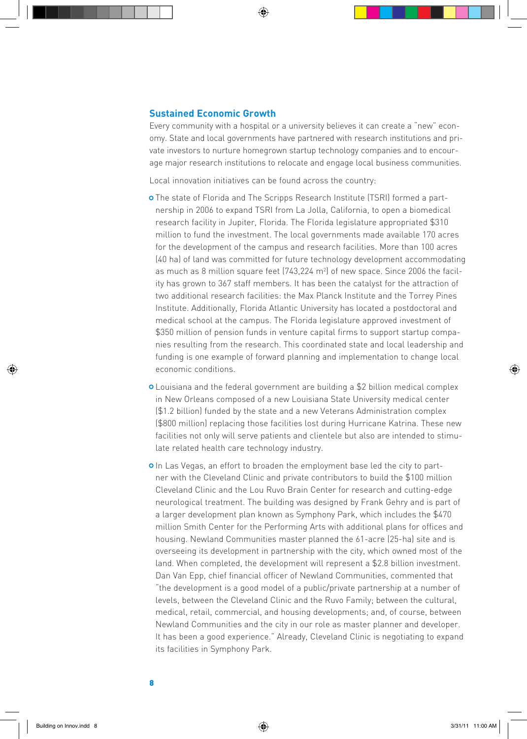## Sustained Economic Growth

Every community with a hospital or a university believes it can create a "new" economy. State and local governments have partnered with research institutions and private investors to nurture homegrown startup technology companies and to encourage major research institutions to relocate and engage local business communities.

Local innovation initiatives can be found across the country:

- The state of Florida and The Scripps Research Institute (TSRI) formed a partnership in 2006 to expand TSRI from La Jolla, California, to open a biomedical research facility in Jupiter, Florida. The Florida legislature appropriated $310 million to fund the investment. The local governments made available 170 acres for the development of the campus and research facilities. More than 100 acres (40 ha) of land was committed for future technology development accommodating as much as 8 million square feet (743,224 m$^2$) of new space. Since 2006 the facility has grown to 367 staff members. It has been the catalyst for the attraction of two additional research facilities: the Max Planck Institute and the Torrey Pines Institute. Additionally, Florida Atlantic University has located a postdoctoral and medical school at the campus. The Florida legislature approved investment of $350 million of pension funds in venture capital firms to support startup companies resulting from the research. This coordinated state and local leadership and funding is one example of forward planning and implementation to change local economic conditions.
- Louisiana and the federal government are building a $2 billion medical complex in New Orleans composed of a new Louisiana State University medical center ($1.2 billion) funded by the state and a new Veterans Administration complex ($800 million) replacing those facilities lost during Hurricane Katrina. These new facilities not only will serve patients and clientele but also are intended to stimulate related health care technology industry.
- In Las Vegas, an effort to broaden the employment base led the city to partner with the Cleveland Clinic and private contributors to build the $100 million Cleveland Clinic and the Lou Ruvo Brain Center for research and cutting-edge neurological treatment. The building was designed by Frank Gehry and is part of a larger development plan known as Symphony Park, which includes the $470 million Smith Center for the Performing Arts with additional plans for offices and housing. Newland Communities master planned the 61-acre (25-ha) site and is overseeing its development in partnership with the city, which owned most of the land. When completed, the development will represent a $2.8 billion investment. Dan Van Epp, chief financial officer of Newland Communities, commented that "the development is a good model of a public/private partnership at a number of levels, between the Cleveland Clinic and the Ruvo Family; between the cultural, medical, retail, commercial, and housing developments; and, of course, between Newland Communities and the city in our role as master planner and developer. It has been a good experience." Already, Cleveland Clinic is negotiating to expand its facilities in Symphony Park.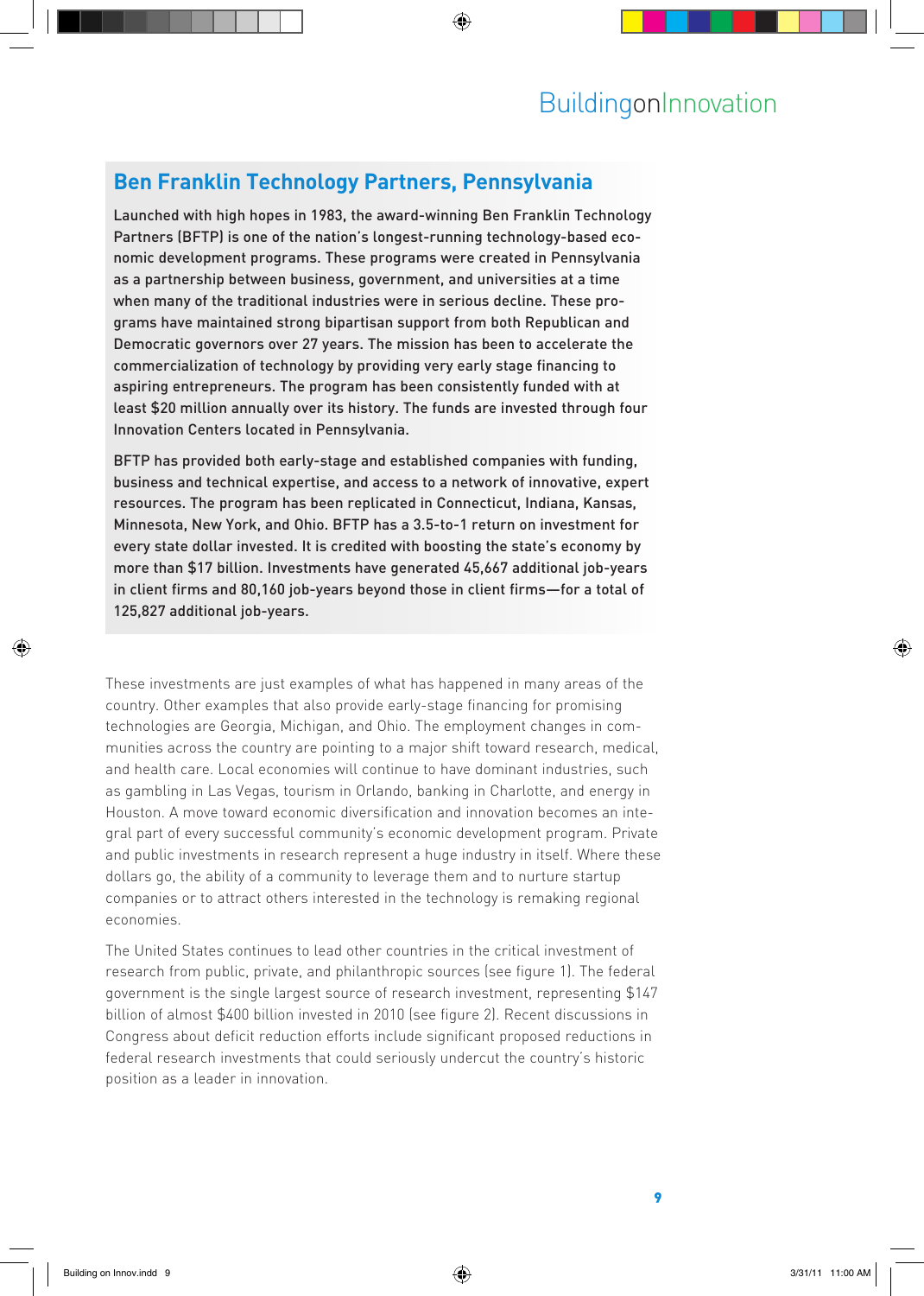## Ben Franklin Technology Partners, Pennsylvania

Launched with high hopes in 1983, the award-winning Ben Franklin Technology Partners (BFTP) is one of the nation's longest-running technology-based economic development programs. These programs were created in Pennsylvania as a partnership between business, government, and universities at a time when many of the traditional industries were in serious decline. These programs have maintained strong bipartisan support from both Republican and Democratic governors over 27 years. The mission has been to accelerate the commercialization of technology by providing very early stage financing to aspiring entrepreneurs. The program has been consistently funded with at least $20 million annually over its history. The funds are invested through four Innovation Centers located in Pennsylvania.

BFTP has provided both early-stage and established companies with funding, business and technical expertise, and access to a network of innovative, expert resources. The program has been replicated in Connecticut, Indiana, Kansas, Minnesota, New York, and Ohio. BFTP has a 3.5-to-1 return on investment for every state dollar invested. It is credited with boosting the state's economy by more than $17 billion. Investments have generated 45,667 additional job-years in client firms and 80,160 job-years beyond those in client firms—for a total of 125,827 additional job-years.

These investments are just examples of what has happened in many areas of the country. Other examples that also provide early-stage financing for promising technologies are Georgia, Michigan, and Ohio. The employment changes in communities across the country are pointing to a major shift toward research, medical, and health care. Local economies will continue to have dominant industries, such as gambling in Las Vegas, tourism in Orlando, banking in Charlotte, and energy in Houston. A move toward economic diversification and innovation becomes an integral part of every successful community's economic development program. Private and public investments in research represent a huge industry in itself. Where these dollars go, the ability of a community to leverage them and to nurture startup companies or to attract others interested in the technology is remaking regional economies.

The United States continues to lead other countries in the critical investment of research from public, private, and philanthropic sources (see figure 1). The federal government is the single largest source of research investment, representing $147 billion of almost $400 billion invested in 2010 (see figure 2). Recent discussions in Congress about deficit reduction efforts include significant proposed reductions in federal research investments that could seriously undercut the country's historic position as a leader in innovation.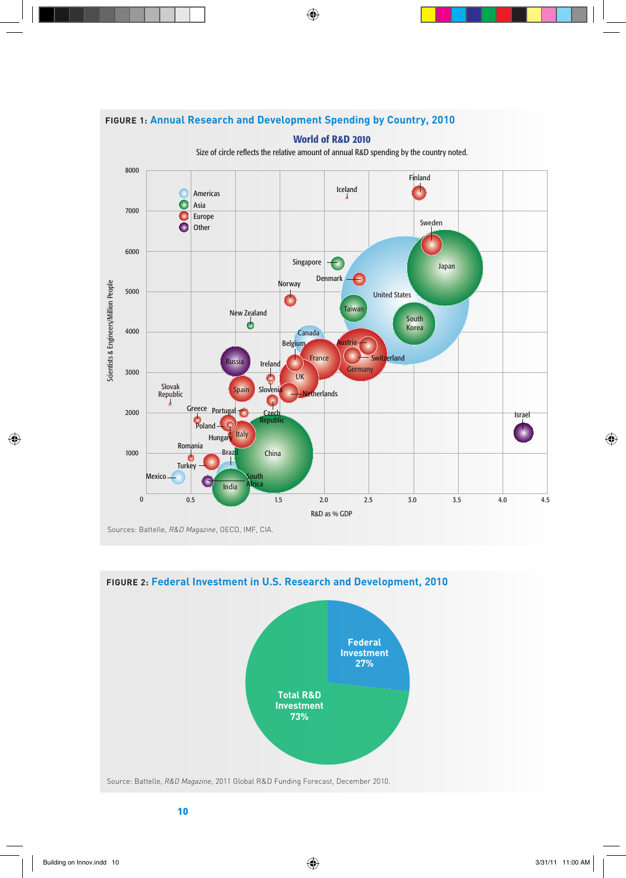**FIGURE 1:** Annual Research and Development Spending by Country, 2010

**World of R&D 2010**

Size of circle reflects the relative amount of annual R&D spending by the country noted.

Sources: Battelle, *R&D Magazine*, OECD, IMF, CIA.

**FIGURE 2:** Federal Investment in U.S. Research and Development, 2010

Federal Investment 27%

Total R&D Investment 73%

Source: Battelle, *R&D Magazine*, 2011 Global R&D Funding Forecast, December 2010.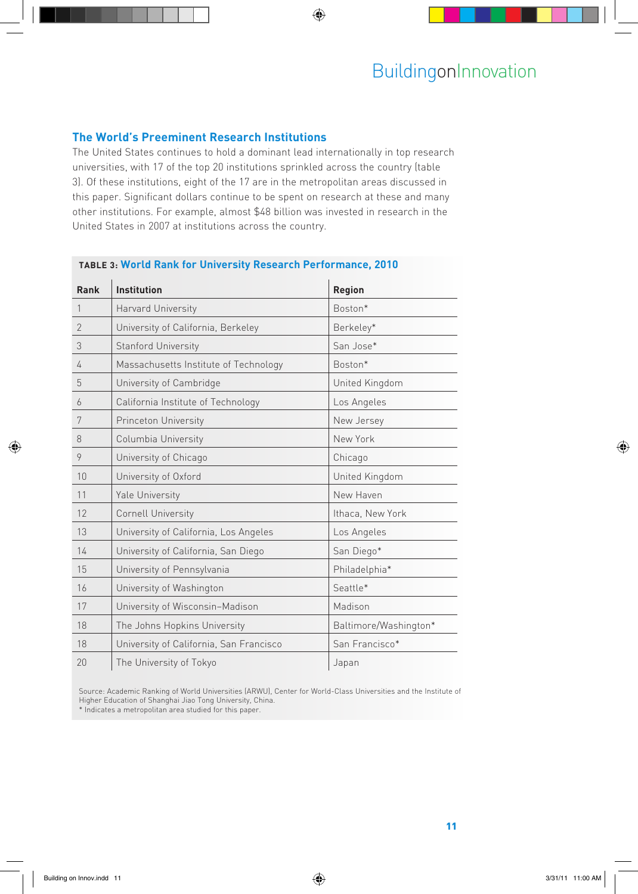## The World's Preeminent Research Institutions

The United States continues to hold a dominant lead internationally in top research universities, with 17 of the top 20 institutions sprinkled across the country (table 3). Of these institutions, eight of the 17 are in the metropolitan areas discussed in this paper. Significant dollars continue to be spent on research at these and many other institutions. For example, almost $48 billion was invested in research in the United States in 2007 at institutions across the country.

**TABLE 3: World Rank for University Research Performance, 2010**

| Rank | Institution | Region |
|---|---|---|
| 1 | Harvard University | Boston* |
| 2 | University of California, Berkeley | Berkeley* |
| 3 | Stanford University | San Jose* |
| 4 | Massachusetts Institute of Technology | Boston* |
| 5 | University of Cambridge | United Kingdom |
| 6 | California Institute of Technology | Los Angeles |
| 7 | Princeton University | New Jersey |
| 8 | Columbia University | New York |
| 9 | University of Chicago | Chicago |
| 10 | University of Oxford | United Kingdom |
| 11 | Yale University | New Haven |
| 12 | Cornell University | Ithaca, New York |
| 13 | University of California, Los Angeles | Los Angeles |
| 14 | University of California, San Diego | San Diego* |
| 15 | University of Pennsylvania | Philadelphia* |
| 16 | University of Washington | Seattle* |
| 17 | University of Wisconsin–Madison | Madison |
| 18 | The Johns Hopkins University | Baltimore/Washington* |
| 18 | University of California, San Francisco | San Francisco* |
| 20 | The University of Tokyo | Japan |

Source: Academic Ranking of World Universities (ARWU), Center for World-Class Universities and the Institute of Higher Education of Shanghai Jiao Tong University, China.
* Indicates a metropolitan area studied for this paper.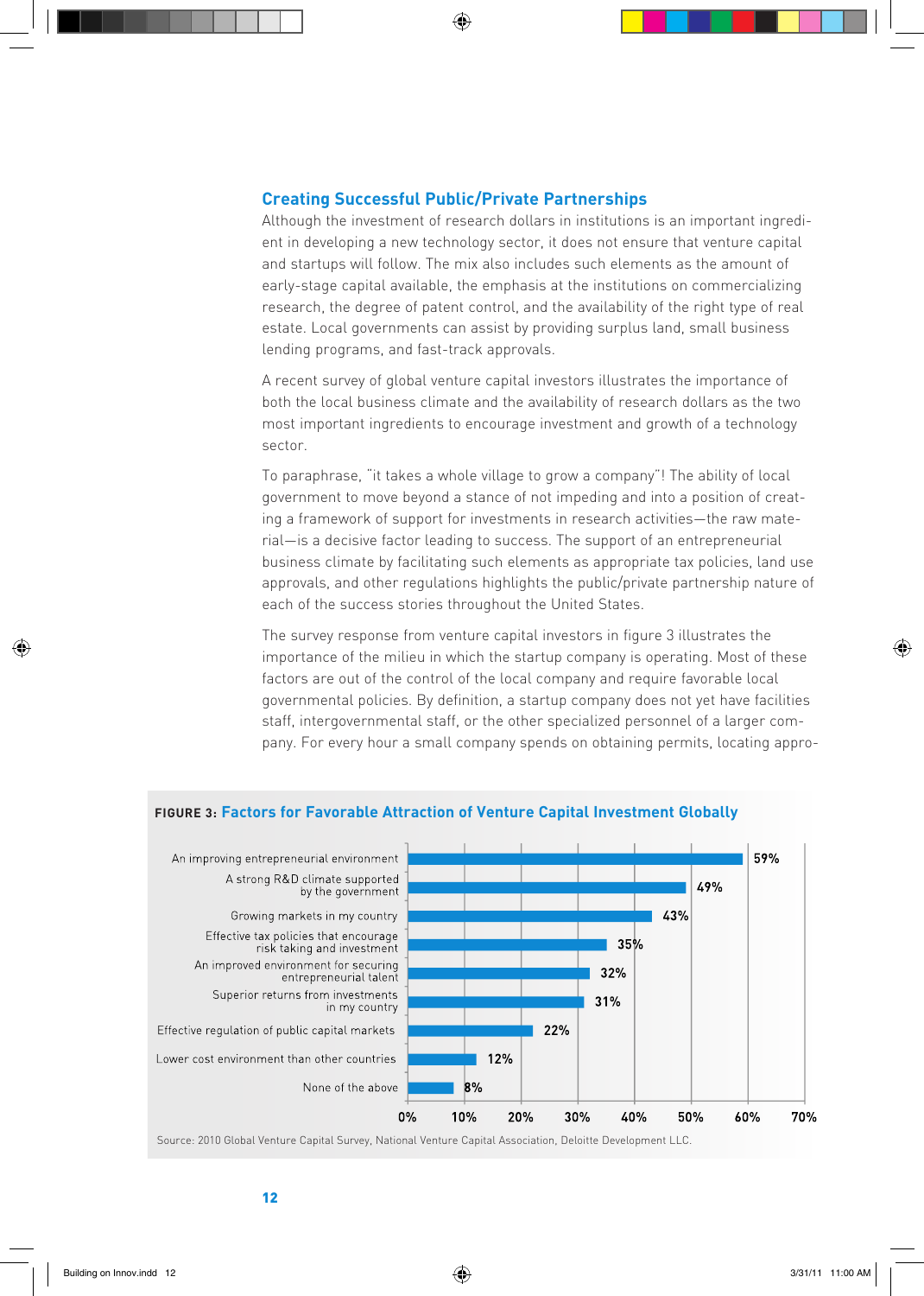## Creating Successful Public/Private Partnerships

Although the investment of research dollars in institutions is an important ingredient in developing a new technology sector, it does not ensure that venture capital and startups will follow. The mix also includes such elements as the amount of early-stage capital available, the emphasis at the institutions on commercializing research, the degree of patent control, and the availability of the right type of real estate. Local governments can assist by providing surplus land, small business lending programs, and fast-track approvals.

A recent survey of global venture capital investors illustrates the importance of both the local business climate and the availability of research dollars as the two most important ingredients to encourage investment and growth of a technology sector.

To paraphrase, "it takes a whole village to grow a company"! The ability of local government to move beyond a stance of not impeding and into a position of creating a framework of support for investments in research activities—the raw material—is a decisive factor leading to success. The support of an entrepreneurial business climate by facilitating such elements as appropriate tax policies, land use approvals, and other regulations highlights the public/private partnership nature of each of the success stories throughout the United States.

The survey response from venture capital investors in figure 3 illustrates the importance of the milieu in which the startup company is operating. Most of these factors are out of the control of the local company and require favorable local governmental policies. By definition, a startup company does not yet have facilities staff, intergovernmental staff, or the other specialized personnel of a larger company. For every hour a small company spends on obtaining permits, locating appro-

**FIGURE 3: Factors for Favorable Attraction of Venture Capital Investment Globally**

| Factor | Percentage |
|---|---|
| An improving entrepreneurial environment | 59% |
| A strong R&D climate supported by the government | 49% |
| Growing markets in my country | 43% |
| Effective tax policies that encourage risk taking and investment | 35% |
| An improved environment for securing entrepreneurial talent | 32% |
| Superior returns from investments in my country | 31% |
| Effective regulation of public capital markets | 22% |
| Lower cost environment than other countries | 12% |
| None of the above | 8% |

Source: 2010 Global Venture Capital Survey, National Venture Capital Association, Deloitte Development LLC.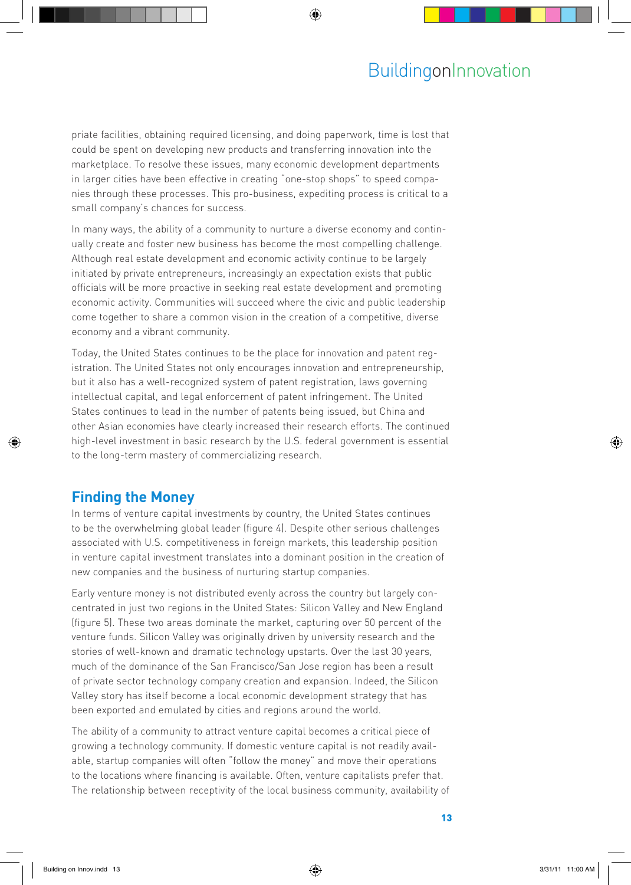priate facilities, obtaining required licensing, and doing paperwork, time is lost that could be spent on developing new products and transferring innovation into the marketplace. To resolve these issues, many economic development departments in larger cities have been effective in creating "one-stop shops" to speed companies through these processes. This pro-business, expediting process is critical to a small company's chances for success.

In many ways, the ability of a community to nurture a diverse economy and continually create and foster new business has become the most compelling challenge. Although real estate development and economic activity continue to be largely initiated by private entrepreneurs, increasingly an expectation exists that public officials will be more proactive in seeking real estate development and promoting economic activity. Communities will succeed where the civic and public leadership come together to share a common vision in the creation of a competitive, diverse economy and a vibrant community.

Today, the United States continues to be the place for innovation and patent registration. The United States not only encourages innovation and entrepreneurship, but it also has a well-recognized system of patent registration, laws governing intellectual capital, and legal enforcement of patent infringement. The United States continues to lead in the number of patents being issued, but China and other Asian economies have clearly increased their research efforts. The continued high-level investment in basic research by the U.S. federal government is essential to the long-term mastery of commercializing research.

## Finding the Money

In terms of venture capital investments by country, the United States continues to be the overwhelming global leader (figure 4). Despite other serious challenges associated with U.S. competitiveness in foreign markets, this leadership position in venture capital investment translates into a dominant position in the creation of new companies and the business of nurturing startup companies.

Early venture money is not distributed evenly across the country but largely concentrated in just two regions in the United States: Silicon Valley and New England (figure 5). These two areas dominate the market, capturing over 50 percent of the venture funds. Silicon Valley was originally driven by university research and the stories of well-known and dramatic technology upstarts. Over the last 30 years, much of the dominance of the San Francisco/San Jose region has been a result of private sector technology company creation and expansion. Indeed, the Silicon Valley story has itself become a local economic development strategy that has been exported and emulated by cities and regions around the world.

The ability of a community to attract venture capital becomes a critical piece of growing a technology community. If domestic venture capital is not readily available, startup companies will often "follow the money" and move their operations to the locations where financing is available. Often, venture capitalists prefer that. The relationship between receptivity of the local business community, availability of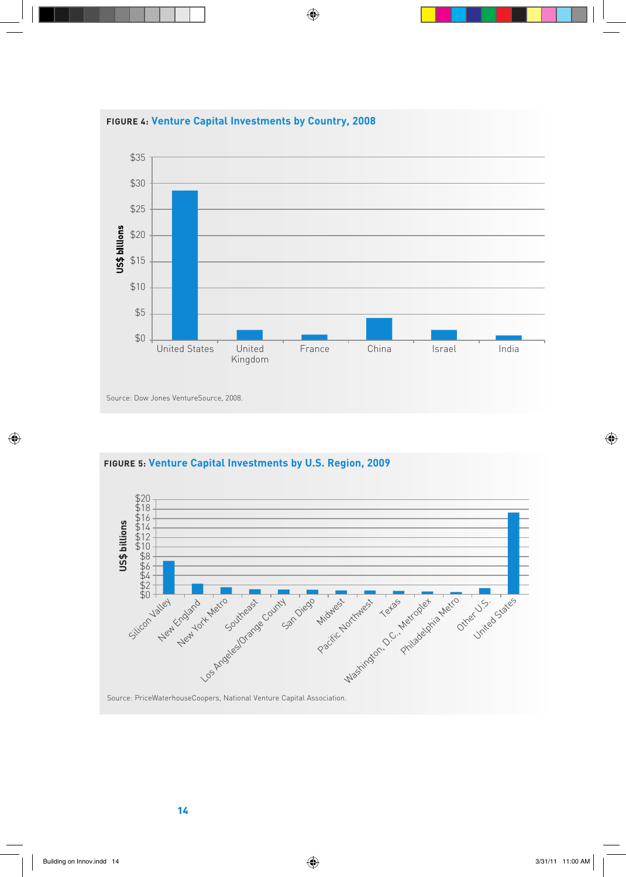**FIGURE 4: Venture Capital Investments by Country, 2008**

US$ billions

$35
$30
$25
$20
$15
$10
$5
$0

United States | United Kingdom | France | China | Israel | India

Source: Dow Jones VentureSource, 2008.

**FIGURE 5: Venture Capital Investments by U.S. Region, 2009**

US$ billions

$20
$18
$16
$14
$12
$10
$8
$6
$4
$2
$0

Silicon Valley | New England | New York Metro | Southeast | Los Angeles/Orange County | San Diego | Midwest | Pacific Northwest | Texas | Washington, D.C., Metroplex | Philadelphia Metro | Other U.S. | United States

Source: PriceWaterhouseCoopers, National Venture Capital Association.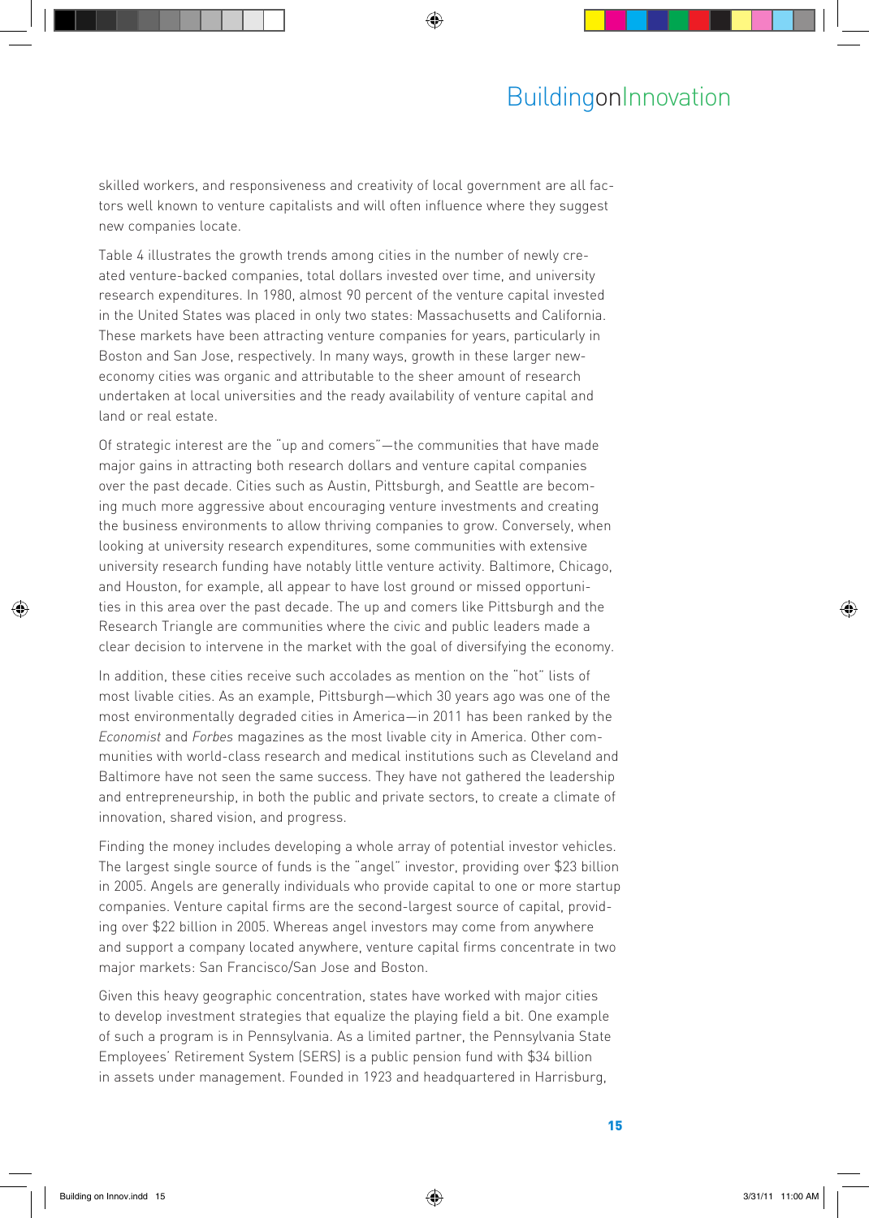skilled workers, and responsiveness and creativity of local government are all factors well known to venture capitalists and will often influence where they suggest new companies locate.

Table 4 illustrates the growth trends among cities in the number of newly created venture-backed companies, total dollars invested over time, and university research expenditures. In 1980, almost 90 percent of the venture capital invested in the United States was placed in only two states: Massachusetts and California. These markets have been attracting venture companies for years, particularly in Boston and San Jose, respectively. In many ways, growth in these larger new-economy cities was organic and attributable to the sheer amount of research undertaken at local universities and the ready availability of venture capital and land or real estate.

Of strategic interest are the "up and comers"—the communities that have made major gains in attracting both research dollars and venture capital companies over the past decade. Cities such as Austin, Pittsburgh, and Seattle are becoming much more aggressive about encouraging venture investments and creating the business environments to allow thriving companies to grow. Conversely, when looking at university research expenditures, some communities with extensive university research funding have notably little venture activity. Baltimore, Chicago, and Houston, for example, all appear to have lost ground or missed opportunities in this area over the past decade. The up and comers like Pittsburgh and the Research Triangle are communities where the civic and public leaders made a clear decision to intervene in the market with the goal of diversifying the economy.

In addition, these cities receive such accolades as mention on the "hot" lists of most livable cities. As an example, Pittsburgh—which 30 years ago was one of the most environmentally degraded cities in America—in 2011 has been ranked by the *Economist* and *Forbes* magazines as the most livable city in America. Other communities with world-class research and medical institutions such as Cleveland and Baltimore have not seen the same success. They have not gathered the leadership and entrepreneurship, in both the public and private sectors, to create a climate of innovation, shared vision, and progress.

Finding the money includes developing a whole array of potential investor vehicles. The largest single source of funds is the "angel" investor, providing over $23 billion in 2005. Angels are generally individuals who provide capital to one or more startup companies. Venture capital firms are the second-largest source of capital, providing over $22 billion in 2005. Whereas angel investors may come from anywhere and support a company located anywhere, venture capital firms concentrate in two major markets: San Francisco/San Jose and Boston.

Given this heavy geographic concentration, states have worked with major cities to develop investment strategies that equalize the playing field a bit. One example of such a program is in Pennsylvania. As a limited partner, the Pennsylvania State Employees' Retirement System (SERS) is a public pension fund with $34 billion in assets under management. Founded in 1923 and headquartered in Harrisburg,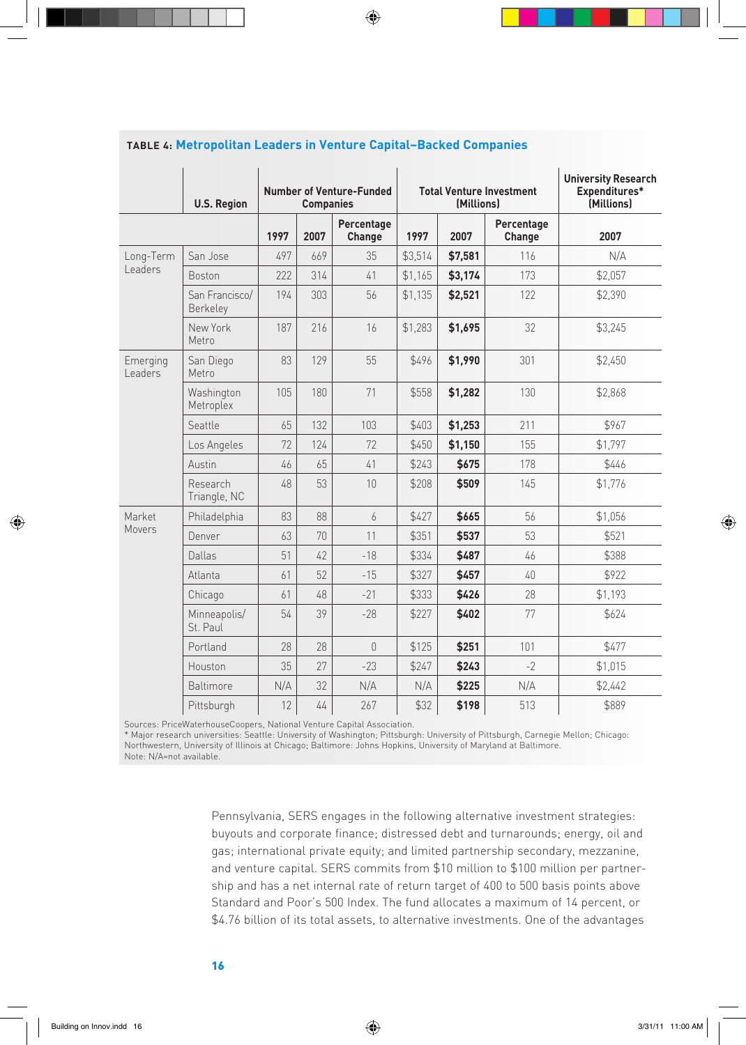**TABLE 4: Metropolitan Leaders in Venture Capital–Backed Companies**

| | U.S. Region | Number of Venture-Funded Companies | | | Total Venture Investment (Millions) | | | University Research Expenditures* (Millions) |
|---|---|---|---|---|---|---|---|---|
| | | 1997 | 2007 | Percentage Change | 1997 | 2007 | Percentage Change | 2007 |
| Long-Term Leaders | San Jose | 497 | 669 | 35 | $3,514 | **$7,581** | 116 | N/A |
| | Boston | 222 | 314 | 41 | $1,165 | **$3,174** | 173 | $2,057 |
| | San Francisco/ Berkeley | 194 | 303 | 56 | $1,135 | **$2,521** | 122 | $2,390 |
| | New York Metro | 187 | 216 | 16 | $1,283 | **$1,695** | 32 | $3,245 |
| Emerging Leaders | San Diego Metro | 83 | 129 | 55 | $496 | **$1,990** | 301 | $2,450 |
| | Washington Metroplex | 105 | 180 | 71 | $558 | **$1,282** | 130 | $2,868 |
| | Seattle | 65 | 132 | 103 | $403 | **$1,253** | 211 | $967 |
| | Los Angeles | 72 | 124 | 72 | $450 | **$1,150** | 155 | $1,797 |
| | Austin | 46 | 65 | 41 | $243 | **$675** | 178 | $446 |
| | Research Triangle, NC | 48 | 53 | 10 | $208 | **$509** | 145 | $1,776 |
| Market Movers | Philadelphia | 83 | 88 | 6 | $427 | **$665** | 56 | $1,056 |
| | Denver | 63 | 70 | 11 | $351 | **$537** | 53 | $521 |
| | Dallas | 51 | 42 | -18 | $334 | **$487** | 46 | $388 |
| | Atlanta | 61 | 52 | -15 | $327 | **$457** | 40 | $922 |
| | Chicago | 61 | 48 | -21 | $333 | **$426** | 28 | $1,193 |
| | Minneapolis/ St. Paul | 54 | 39 | -28 | $227 | **$402** | 77 | $624 |
| | Portland | 28 | 28 | 0 | $125 | **$251** | 101 | $477 |
| | Houston | 35 | 27 | -23 | $247 | **$243** | -2 | $1,015 |
| | Baltimore | N/A | 32 | N/A | N/A | **$225** | N/A | $2,442 |
| | Pittsburgh | 12 | 44 | 267 | $32 | **$198** | 513 | $889 |

Sources: PriceWaterhouseCoopers, National Venture Capital Association.
* Major research universities: Seattle: University of Washington; Pittsburgh: University of Pittsburgh, Carnegie Mellon; Chicago: Northwestern, University of Illinois at Chicago; Baltimore: Johns Hopkins, University of Maryland at Baltimore.
Note: N/A=not available.

Pennsylvania, SERS engages in the following alternative investment strategies: buyouts and corporate finance; distressed debt and turnarounds; energy, oil and gas; international private equity; and limited partnership secondary, mezzanine, and venture capital. SERS commits from $10 million to $100 million per partnership and has a net internal rate of return target of 400 to 500 basis points above Standard and Poor's 500 Index. The fund allocates a maximum of 14 percent, or $4.76 billion of its total assets, to alternative investments. One of the advantages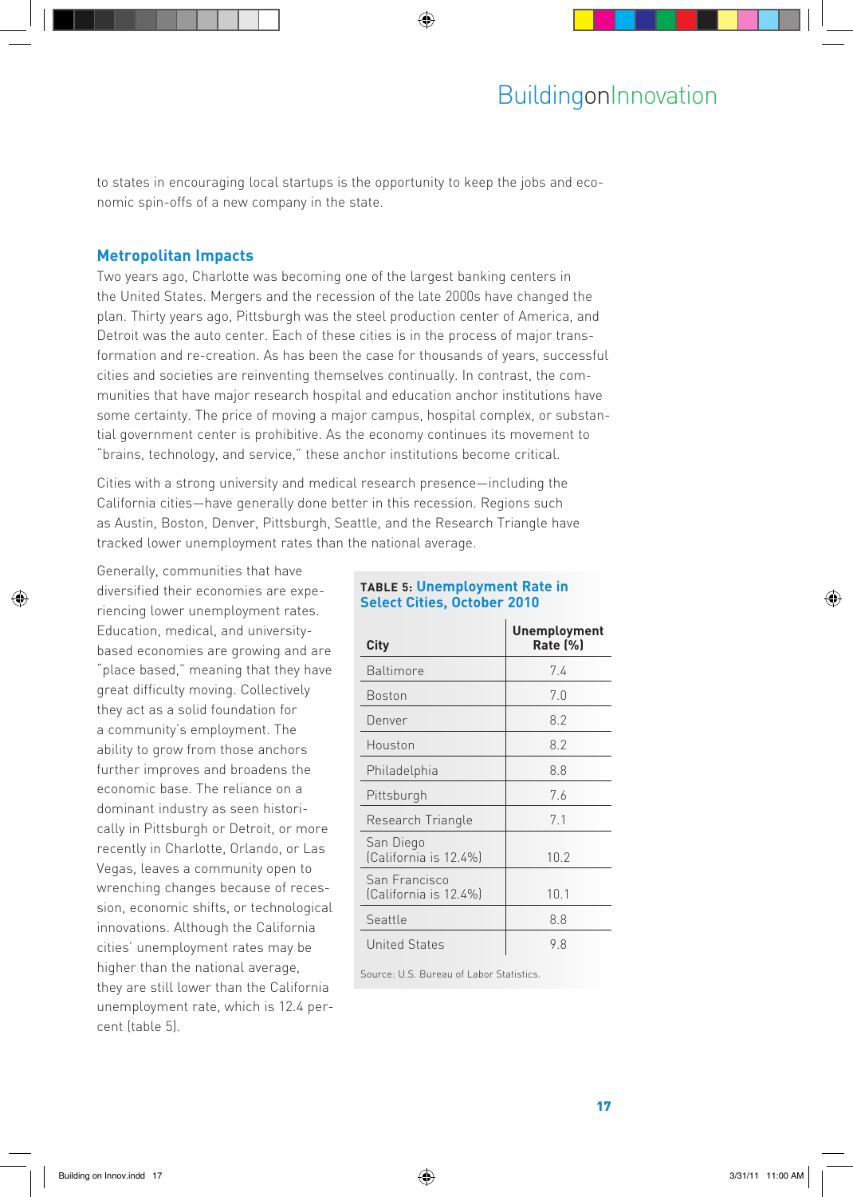to states in encouraging local startups is the opportunity to keep the jobs and economic spin-offs of a new company in the state.

## Metropolitan Impacts

Two years ago, Charlotte was becoming one of the largest banking centers in the United States. Mergers and the recession of the late 2000s have changed the plan. Thirty years ago, Pittsburgh was the steel production center of America, and Detroit was the auto center. Each of these cities is in the process of major transformation and re-creation. As has been the case for thousands of years, successful cities and societies are reinventing themselves continually. In contrast, the communities that have major research hospital and education anchor institutions have some certainty. The price of moving a major campus, hospital complex, or substantial government center is prohibitive. As the economy continues its movement to "brains, technology, and service," these anchor institutions become critical.

Cities with a strong university and medical research presence—including the California cities—have generally done better in this recession. Regions such as Austin, Boston, Denver, Pittsburgh, Seattle, and the Research Triangle have tracked lower unemployment rates than the national average.

Generally, communities that have diversified their economies are experiencing lower unemployment rates. Education, medical, and university-based economies are growing and are "place based," meaning that they have great difficulty moving. Collectively they act as a solid foundation for a community's employment. The ability to grow from those anchors further improves and broadens the economic base. The reliance on a dominant industry as seen historically in Pittsburgh or Detroit, or more recently in Charlotte, Orlando, or Las Vegas, leaves a community open to wrenching changes because of recession, economic shifts, or technological innovations. Although the California cities' unemployment rates may be higher than the national average, they are still lower than the California unemployment rate, which is 12.4 percent (table 5).

**TABLE 5: Unemployment Rate in Select Cities, October 2010**

| City | Unemployment Rate (%) |
|---|---|
| Baltimore | 7.4 |
| Boston | 7.0 |
| Denver | 8.2 |
| Houston | 8.2 |
| Philadelphia | 8.8 |
| Pittsburgh | 7.6 |
| Research Triangle | 7.1 |
| San Diego (California is 12.4%) | 10.2 |
| San Francisco (California is 12.4%) | 10.1 |
| Seattle | 8.8 |
| United States | 9.8 |

Source: U.S. Bureau of Labor Statistics.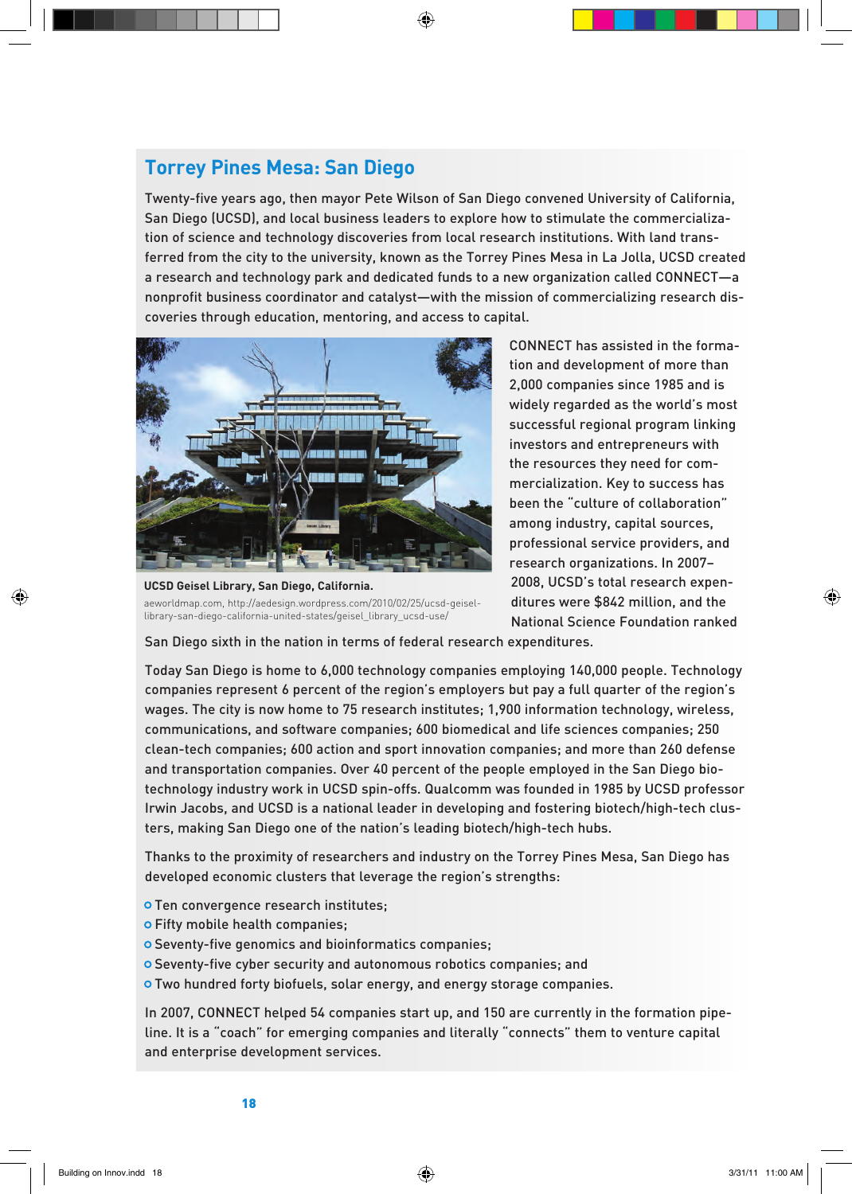## Torrey Pines Mesa: San Diego

Twenty-five years ago, then mayor Pete Wilson of San Diego convened University of California, San Diego (UCSD), and local business leaders to explore how to stimulate the commercialization of science and technology discoveries from local research institutions. With land transferred from the city to the university, known as the Torrey Pines Mesa in La Jolla, UCSD created a research and technology park and dedicated funds to a new organization called CONNECT—a nonprofit business coordinator and catalyst—with the mission of commercializing research discoveries through education, mentoring, and access to capital.

**UCSD Geisel Library, San Diego, California.**

aeworldmap.com, http://aedesign.wordpress.com/2010/02/25/ucsd-geisel-library-san-diego-california-united-states/geisel_library_ucsd-use/

CONNECT has assisted in the formation and development of more than 2,000 companies since 1985 and is widely regarded as the world's most successful regional program linking investors and entrepreneurs with the resources they need for commercialization. Key to success has been the "culture of collaboration" among industry, capital sources, professional service providers, and research organizations. In 2007–2008, UCSD's total research expenditures were $842 million, and the National Science Foundation ranked San Diego sixth in the nation in terms of federal research expenditures.

Today San Diego is home to 6,000 technology companies employing 140,000 people. Technology companies represent 6 percent of the region's employers but pay a full quarter of the region's wages. The city is now home to 75 research institutes; 1,900 information technology, wireless, communications, and software companies; 600 biomedical and life sciences companies; 250 clean-tech companies; 600 action and sport innovation companies; and more than 260 defense and transportation companies. Over 40 percent of the people employed in the San Diego biotechnology industry work in UCSD spin-offs. Qualcomm was founded in 1985 by UCSD professor Irwin Jacobs, and UCSD is a national leader in developing and fostering biotech/high-tech clusters, making San Diego one of the nation's leading biotech/high-tech hubs.

Thanks to the proximity of researchers and industry on the Torrey Pines Mesa, San Diego has developed economic clusters that leverage the region's strengths:

- Ten convergence research institutes;
- Fifty mobile health companies;
- Seventy-five genomics and bioinformatics companies;
- Seventy-five cyber security and autonomous robotics companies; and
- Two hundred forty biofuels, solar energy, and energy storage companies.

In 2007, CONNECT helped 54 companies start up, and 150 are currently in the formation pipeline. It is a "coach" for emerging companies and literally "connects" them to venture capital and enterprise development services.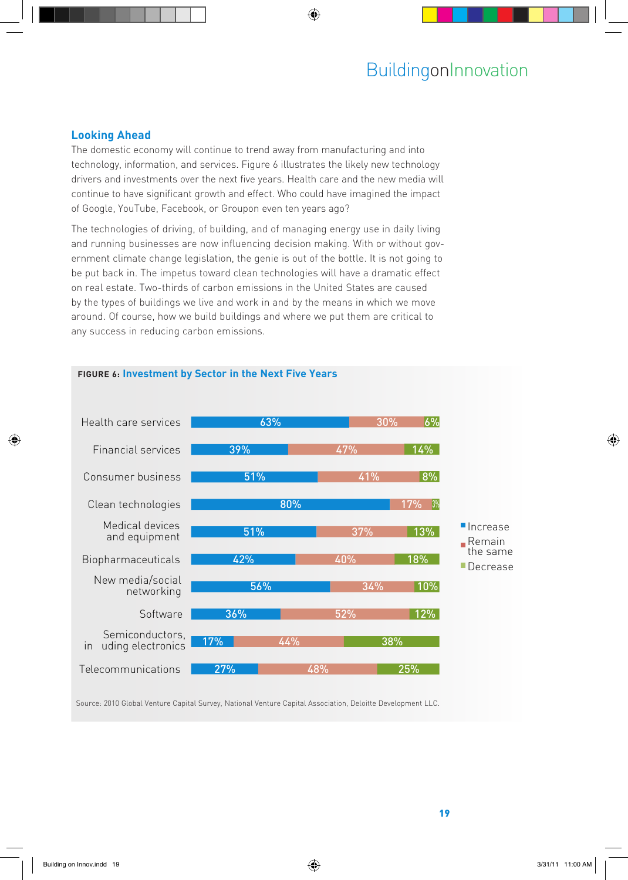## Looking Ahead

The domestic economy will continue to trend away from manufacturing and into technology, information, and services. Figure 6 illustrates the likely new technology drivers and investments over the next five years. Health care and the new media will continue to have significant growth and effect. Who could have imagined the impact of Google, YouTube, Facebook, or Groupon even ten years ago?

The technologies of driving, of building, and of managing energy use in daily living and running businesses are now influencing decision making. With or without government climate change legislation, the genie is out of the bottle. It is not going to be put back in. The impetus toward clean technologies will have a dramatic effect on real estate. Two-thirds of carbon emissions in the United States are caused by the types of buildings we live and work in and by the means in which we move around. Of course, how we build buildings and where we put them are critical to any success in reducing carbon emissions.

**FIGURE 6: Investment by Sector in the Next Five Years**

| Sector | Increase | Remain the same | Decrease |
|---|---|---|---|
| Health care services | 63% | 30% | 6% |
| Financial services | 39% | 47% | 14% |
| Consumer business | 51% | 41% | 8% |
| Clean technologies | 80% | 17% | 3% |
| Medical devices and equipment | 51% | 37% | 13% |
| Biopharmaceuticals | 42% | 40% | 18% |
| New media/social networking | 56% | 34% | 10% |
| Software | 36% | 52% | 12% |
| Semiconductors, including electronics | 17% | 44% | 38% |
| Telecommunications | 27% | 48% | 25% |

Source: 2010 Global Venture Capital Survey, National Venture Capital Association, Deloitte Development LLC.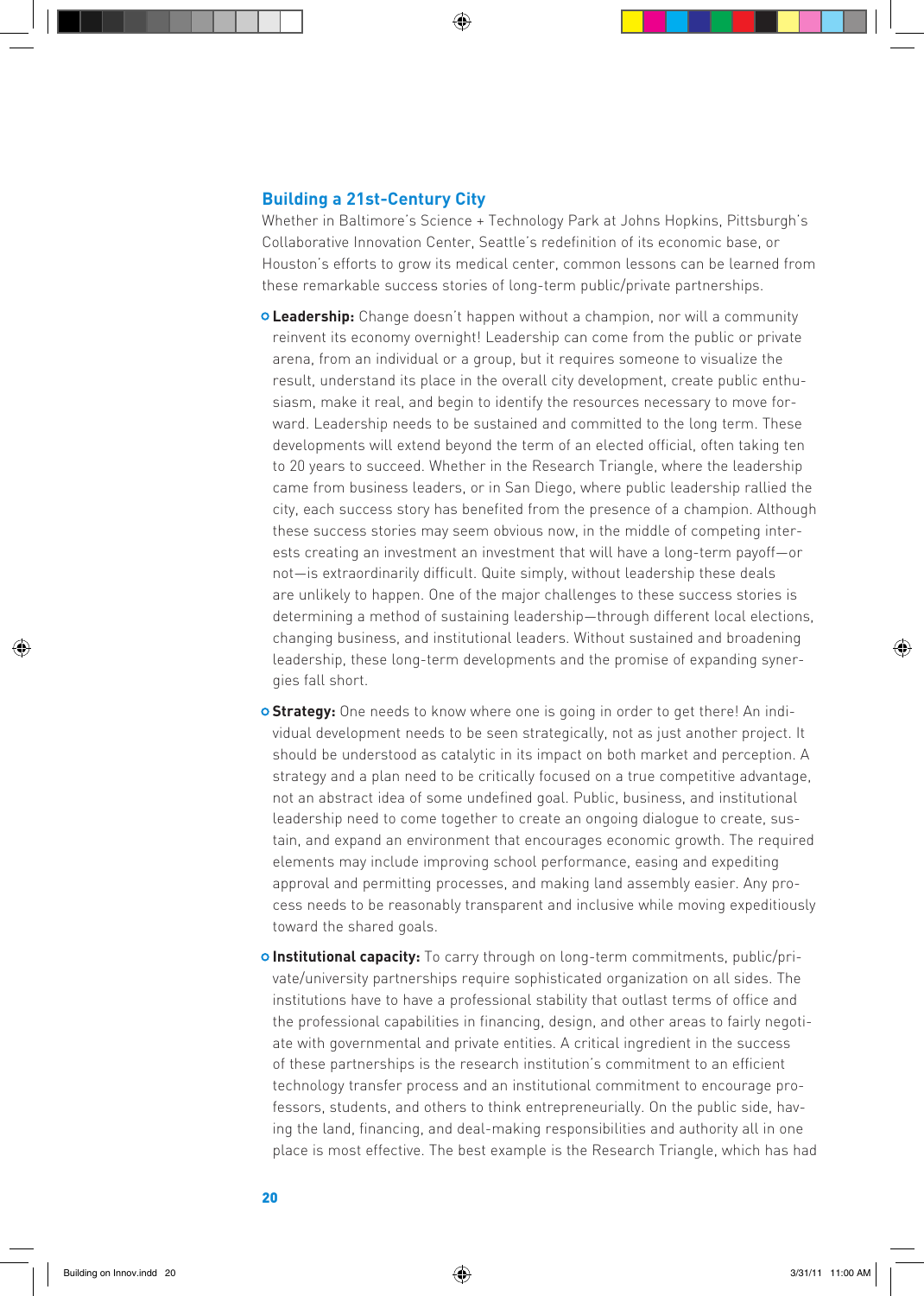## Building a 21st-Century City

Whether in Baltimore's Science + Technology Park at Johns Hopkins, Pittsburgh's Collaborative Innovation Center, Seattle's redefinition of its economic base, or Houston's efforts to grow its medical center, common lessons can be learned from these remarkable success stories of long-term public/private partnerships.

- **Leadership:** Change doesn't happen without a champion, nor will a community reinvent its economy overnight! Leadership can come from the public or private arena, from an individual or a group, but it requires someone to visualize the result, understand its place in the overall city development, create public enthusiasm, make it real, and begin to identify the resources necessary to move forward. Leadership needs to be sustained and committed to the long term. These developments will extend beyond the term of an elected official, often taking ten to 20 years to succeed. Whether in the Research Triangle, where the leadership came from business leaders, or in San Diego, where public leadership rallied the city, each success story has benefited from the presence of a champion. Although these success stories may seem obvious now, in the middle of competing interests creating an investment an investment that will have a long-term payoff—or not—is extraordinarily difficult. Quite simply, without leadership these deals are unlikely to happen. One of the major challenges to these success stories is determining a method of sustaining leadership—through different local elections, changing business, and institutional leaders. Without sustained and broadening leadership, these long-term developments and the promise of expanding synergies fall short.
- **Strategy:** One needs to know where one is going in order to get there! An individual development needs to be seen strategically, not as just another project. It should be understood as catalytic in its impact on both market and perception. A strategy and a plan need to be critically focused on a true competitive advantage, not an abstract idea of some undefined goal. Public, business, and institutional leadership need to come together to create an ongoing dialogue to create, sustain, and expand an environment that encourages economic growth. The required elements may include improving school performance, easing and expediting approval and permitting processes, and making land assembly easier. Any process needs to be reasonably transparent and inclusive while moving expeditiously toward the shared goals.
- **Institutional capacity:** To carry through on long-term commitments, public/private/university partnerships require sophisticated organization on all sides. The institutions have to have a professional stability that outlast terms of office and the professional capabilities in financing, design, and other areas to fairly negotiate with governmental and private entities. A critical ingredient in the success of these partnerships is the research institution's commitment to an efficient technology transfer process and an institutional commitment to encourage professors, students, and others to think entrepreneurially. On the public side, having the land, financing, and deal-making responsibilities and authority all in one place is most effective. The best example is the Research Triangle, which has had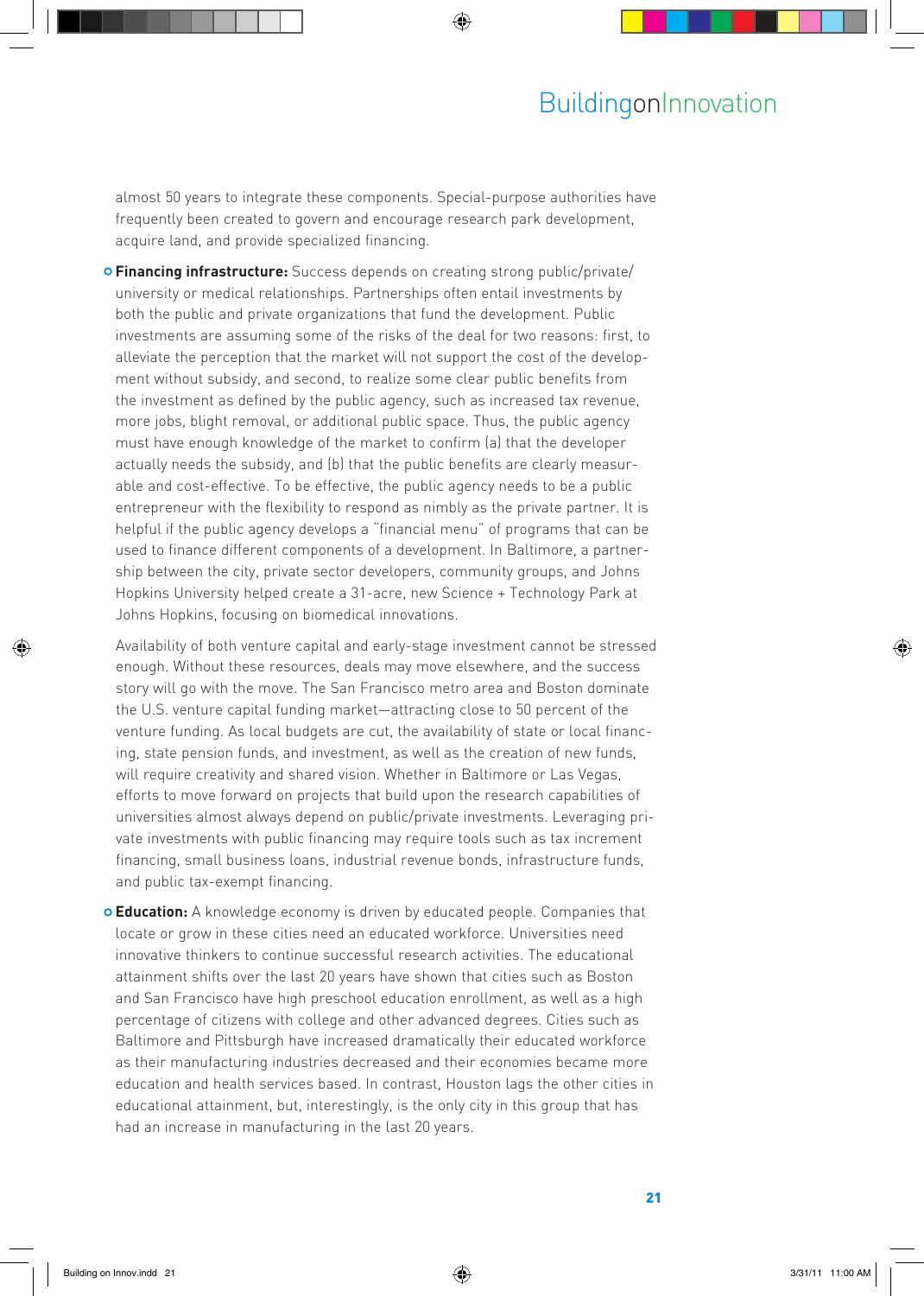almost 50 years to integrate these components. Special-purpose authorities have frequently been created to govern and encourage research park development, acquire land, and provide specialized financing.

- **Financing infrastructure:** Success depends on creating strong public/private/university or medical relationships. Partnerships often entail investments by both the public and private organizations that fund the development. Public investments are assuming some of the risks of the deal for two reasons: first, to alleviate the perception that the market will not support the cost of the development without subsidy, and second, to realize some clear public benefits from the investment as defined by the public agency, such as increased tax revenue, more jobs, blight removal, or additional public space. Thus, the public agency must have enough knowledge of the market to confirm (a) that the developer actually needs the subsidy, and (b) that the public benefits are clearly measurable and cost-effective. To be effective, the public agency needs to be a public entrepreneur with the flexibility to respond as nimbly as the private partner. It is helpful if the public agency develops a "financial menu" of programs that can be used to finance different components of a development. In Baltimore, a partnership between the city, private sector developers, community groups, and Johns Hopkins University helped create a 31-acre, new Science + Technology Park at Johns Hopkins, focusing on biomedical innovations.

  Availability of both venture capital and early-stage investment cannot be stressed enough. Without these resources, deals may move elsewhere, and the success story will go with the move. The San Francisco metro area and Boston dominate the U.S. venture capital funding market—attracting close to 50 percent of the venture funding. As local budgets are cut, the availability of state or local financing, state pension funds, and investment, as well as the creation of new funds, will require creativity and shared vision. Whether in Baltimore or Las Vegas, efforts to move forward on projects that build upon the research capabilities of universities almost always depend on public/private investments. Leveraging private investments with public financing may require tools such as tax increment financing, small business loans, industrial revenue bonds, infrastructure funds, and public tax-exempt financing.

- **Education:** A knowledge economy is driven by educated people. Companies that locate or grow in these cities need an educated workforce. Universities need innovative thinkers to continue successful research activities. The educational attainment shifts over the last 20 years have shown that cities such as Boston and San Francisco have high preschool education enrollment, as well as a high percentage of citizens with college and other advanced degrees. Cities such as Baltimore and Pittsburgh have increased dramatically their educated workforce as their manufacturing industries decreased and their economies became more education and health services based. In contrast, Houston lags the other cities in educational attainment, but, interestingly, is the only city in this group that has had an increase in manufacturing in the last 20 years.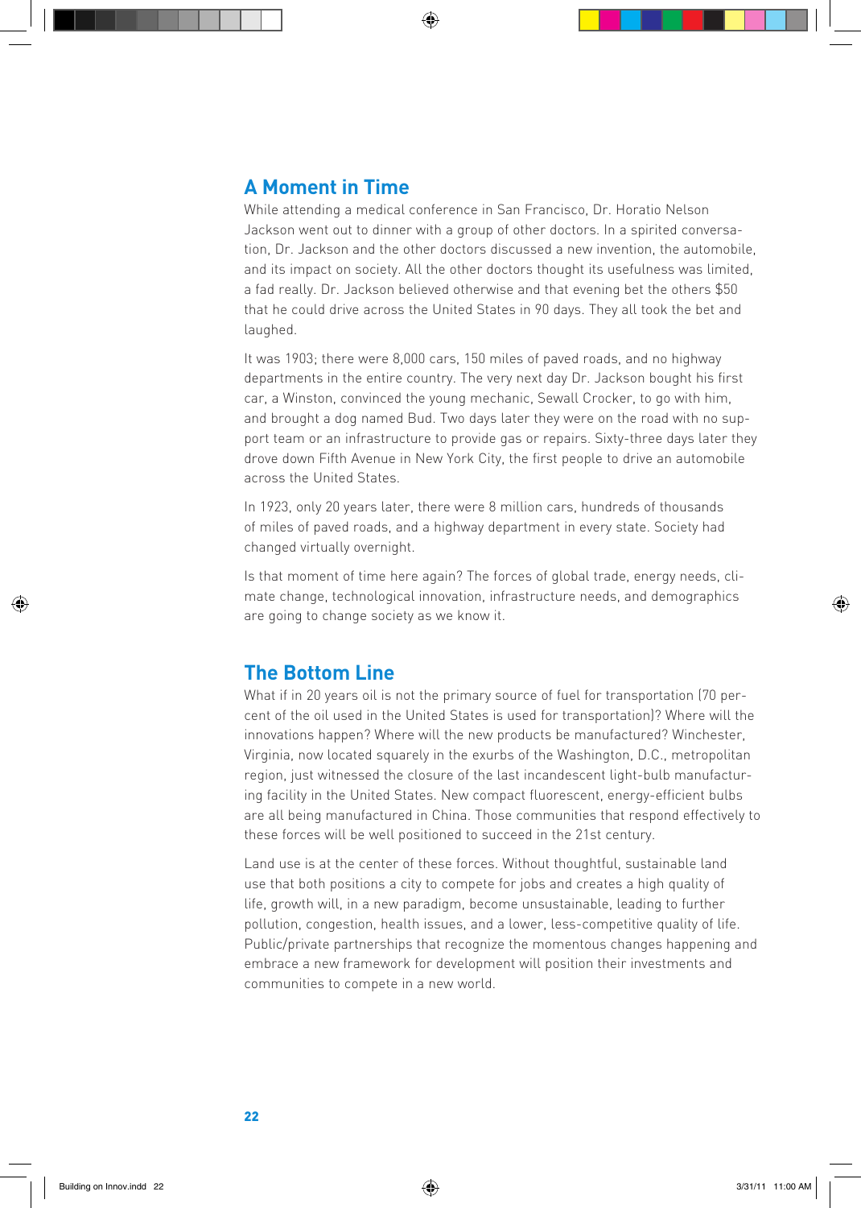## A Moment in Time

While attending a medical conference in San Francisco, Dr. Horatio Nelson Jackson went out to dinner with a group of other doctors. In a spirited conversation, Dr. Jackson and the other doctors discussed a new invention, the automobile, and its impact on society. All the other doctors thought its usefulness was limited, a fad really. Dr. Jackson believed otherwise and that evening bet the others $50 that he could drive across the United States in 90 days. They all took the bet and laughed.

It was 1903; there were 8,000 cars, 150 miles of paved roads, and no highway departments in the entire country. The very next day Dr. Jackson bought his first car, a Winston, convinced the young mechanic, Sewall Crocker, to go with him, and brought a dog named Bud. Two days later they were on the road with no support team or an infrastructure to provide gas or repairs. Sixty-three days later they drove down Fifth Avenue in New York City, the first people to drive an automobile across the United States.

In 1923, only 20 years later, there were 8 million cars, hundreds of thousands of miles of paved roads, and a highway department in every state. Society had changed virtually overnight.

Is that moment of time here again? The forces of global trade, energy needs, climate change, technological innovation, infrastructure needs, and demographics are going to change society as we know it.

## The Bottom Line

What if in 20 years oil is not the primary source of fuel for transportation (70 percent of the oil used in the United States is used for transportation)? Where will the innovations happen? Where will the new products be manufactured? Winchester, Virginia, now located squarely in the exurbs of the Washington, D.C., metropolitan region, just witnessed the closure of the last incandescent light-bulb manufacturing facility in the United States. New compact fluorescent, energy-efficient bulbs are all being manufactured in China. Those communities that respond effectively to these forces will be well positioned to succeed in the 21st century.

Land use is at the center of these forces. Without thoughtful, sustainable land use that both positions a city to compete for jobs and creates a high quality of life, growth will, in a new paradigm, become unsustainable, leading to further pollution, congestion, health issues, and a lower, less-competitive quality of life. Public/private partnerships that recognize the momentous changes happening and embrace a new framework for development will position their investments and communities to compete in a new world.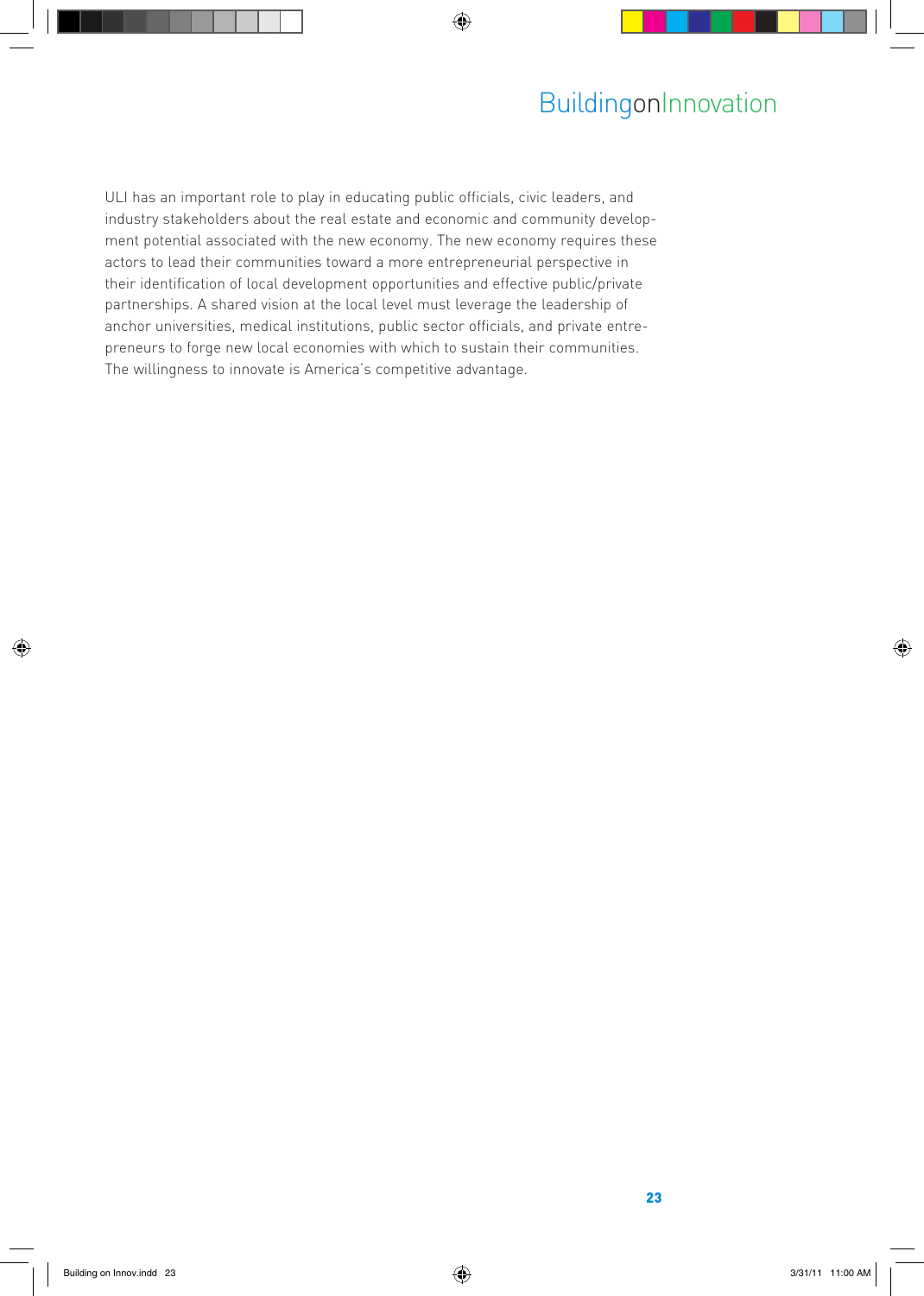ULI has an important role to play in educating public officials, civic leaders, and industry stakeholders about the real estate and economic and community development potential associated with the new economy. The new economy requires these actors to lead their communities toward a more entrepreneurial perspective in their identification of local development opportunities and effective public/private partnerships. A shared vision at the local level must leverage the leadership of anchor universities, medical institutions, public sector officials, and private entrepreneurs to forge new local economies with which to sustain their communities. The willingness to innovate is America's competitive advantage.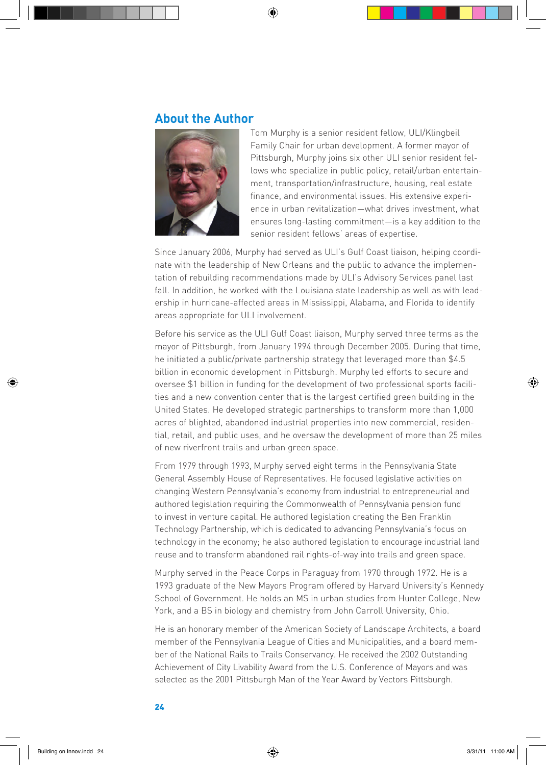## About the Author

Tom Murphy is a senior resident fellow, ULI/Klingbeil Family Chair for urban development. A former mayor of Pittsburgh, Murphy joins six other ULI senior resident fellows who specialize in public policy, retail/urban entertainment, transportation/infrastructure, housing, real estate finance, and environmental issues. His extensive experience in urban revitalization—what drives investment, what ensures long-lasting commitment—is a key addition to the senior resident fellows' areas of expertise.

Since January 2006, Murphy had served as ULI's Gulf Coast liaison, helping coordinate with the leadership of New Orleans and the public to advance the implementation of rebuilding recommendations made by ULI's Advisory Services panel last fall. In addition, he worked with the Louisiana state leadership as well as with leadership in hurricane-affected areas in Mississippi, Alabama, and Florida to identify areas appropriate for ULI involvement.

Before his service as the ULI Gulf Coast liaison, Murphy served three terms as the mayor of Pittsburgh, from January 1994 through December 2005. During that time, he initiated a public/private partnership strategy that leveraged more than $4.5 billion in economic development in Pittsburgh. Murphy led efforts to secure and oversee $1 billion in funding for the development of two professional sports facilities and a new convention center that is the largest certified green building in the United States. He developed strategic partnerships to transform more than 1,000 acres of blighted, abandoned industrial properties into new commercial, residential, retail, and public uses, and he oversaw the development of more than 25 miles of new riverfront trails and urban green space.

From 1979 through 1993, Murphy served eight terms in the Pennsylvania State General Assembly House of Representatives. He focused legislative activities on changing Western Pennsylvania's economy from industrial to entrepreneurial and authored legislation requiring the Commonwealth of Pennsylvania pension fund to invest in venture capital. He authored legislation creating the Ben Franklin Technology Partnership, which is dedicated to advancing Pennsylvania's focus on technology in the economy; he also authored legislation to encourage industrial land reuse and to transform abandoned rail rights-of-way into trails and green space.

Murphy served in the Peace Corps in Paraguay from 1970 through 1972. He is a 1993 graduate of the New Mayors Program offered by Harvard University's Kennedy School of Government. He holds an MS in urban studies from Hunter College, New York, and a BS in biology and chemistry from John Carroll University, Ohio.

He is an honorary member of the American Society of Landscape Architects, a board member of the Pennsylvania League of Cities and Municipalities, and a board member of the National Rails to Trails Conservancy. He received the 2002 Outstanding Achievement of City Livability Award from the U.S. Conference of Mayors and was selected as the 2001 Pittsburgh Man of the Year Award by Vectors Pittsburgh.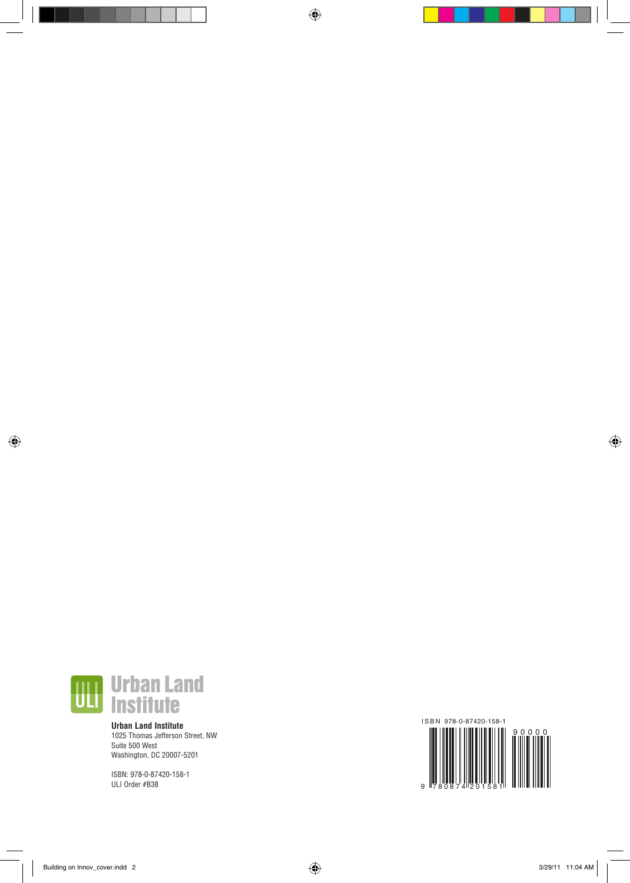Urban Land Institute

**Urban Land Institute**
1025 Thomas Jefferson Street, NW
Suite 500 West
Washington, DC 20007-5201

ISBN: 978-0-87420-158-1
ULI Order #B38

ISBN 978-0-87420-158-1